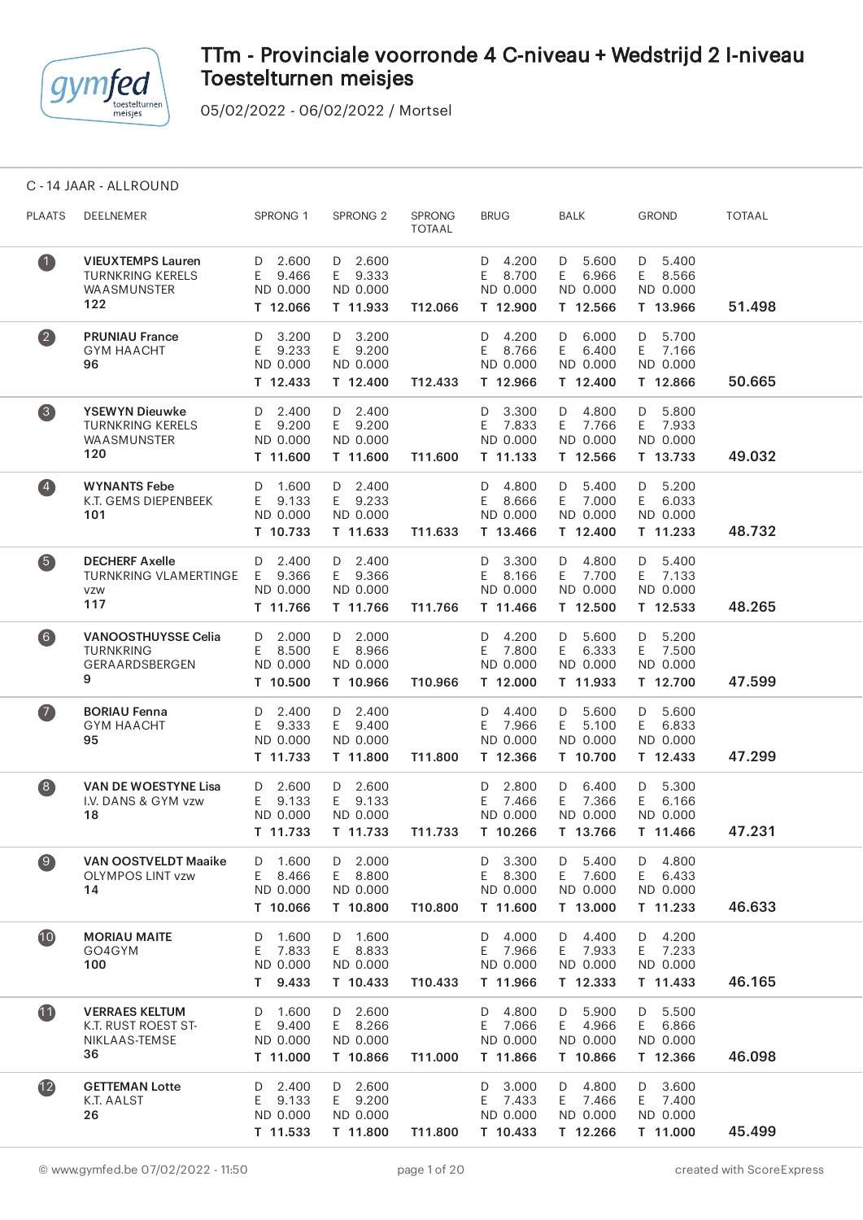# TTm - Provinciale voorronde 4 C-niveau + Wedstrijd 2 I-niveau Toestelturnen meisjes

05/02/2022 - 06/02/2022 / Mortsel

## C - 14 JAAR - ALLROUND

| PLAATS | DEELNEMER | SPRONG 1 | SPRONG 2 | SPRONG TOTAAL | BRUG | BALK | GROND | TOTAAL |
|---|---|---|---|---|---|---|---|---|
| 1 | **VIEUXTEMPS Lauren** TURNKRING KERELS WAASMUNSTER **122** | D 2.600 E 9.466 ND 0.000 **T 12.066** | D 2.600 E 9.333 ND 0.000 **T 11.933** | **T12.066** | D 4.200 E 8.700 ND 0.000 **T 12.900** | D 5.600 E 6.966 ND 0.000 **T 12.566** | D 5.400 E 8.566 ND 0.000 **T 13.966** | **51.498** |
| 2 | **PRUNIAU France** GYM HAACHT **96** | D 3.200 E 9.233 ND 0.000 **T 12.433** | D 3.200 E 9.200 ND 0.000 **T 12.400** | **T12.433** | D 4.200 E 8.766 ND 0.000 **T 12.966** | D 6.000 E 6.400 ND 0.000 **T 12.400** | D 5.700 E 7.166 ND 0.000 **T 12.866** | **50.665** |
| 3 | **YSEWYN Dieuwke** TURNKRING KERELS WAASMUNSTER **120** | D 2.400 E 9.200 ND 0.000 **T 11.600** | D 2.400 E 9.200 ND 0.000 **T 11.600** | **T11.600** | D 3.300 E 7.833 ND 0.000 **T 11.133** | D 4.800 E 7.766 ND 0.000 **T 12.566** | D 5.800 E 7.933 ND 0.000 **T 13.733** | **49.032** |
| 4 | **WYNANTS Febe** K.T. GEMS DIEPENBEEK **101** | D 1.600 E 9.133 ND 0.000 **T 10.733** | D 2.400 E 9.233 ND 0.000 **T 11.633** | **T11.633** | D 4.800 E 8.666 ND 0.000 **T 13.466** | D 5.400 E 7.000 ND 0.000 **T 12.400** | D 5.200 E 6.033 ND 0.000 **T 11.233** | **48.732** |
| 5 | **DECHERF Axelle** TURNKRING VLAMERTINGE VZW **117** | D 2.400 E 9.366 ND 0.000 **T 11.766** | D 2.400 E 9.366 ND 0.000 **T 11.766** | **T11.766** | D 3.300 E 8.166 ND 0.000 **T 11.466** | D 4.800 E 7.700 ND 0.000 **T 12.500** | D 5.400 E 7.133 ND 0.000 **T 12.533** | **48.265** |
| 6 | **VANOOSTHUYSSE Celia** TURNKRING GERAARDSBERGEN **9** | D 2.000 E 8.500 ND 0.000 **T 10.500** | D 2.000 E 8.966 ND 0.000 **T 10.966** | **T10.966** | D 4.200 E 7.800 ND 0.000 **T 12.000** | D 5.600 E 6.333 ND 0.000 **T 11.933** | D 5.200 E 7.500 ND 0.000 **T 12.700** | **47.599** |
| 7 | **BORIAU Fenna** GYM HAACHT **95** | D 2.400 E 9.333 ND 0.000 **T 11.733** | D 2.400 E 9.400 ND 0.000 **T 11.800** | **T11.800** | D 4.400 E 7.966 ND 0.000 **T 12.366** | D 5.600 E 5.100 ND 0.000 **T 10.700** | D 5.600 E 6.833 ND 0.000 **T 12.433** | **47.299** |
| 8 | **VAN DE WOESTYNE Lisa** I.V. DANS & GYM vzw **18** | D 2.600 E 9.133 ND 0.000 **T 11.733** | D 2.600 E 9.133 ND 0.000 **T 11.733** | **T11.733** | D 2.800 E 7.466 ND 0.000 **T 10.266** | D 6.400 E 7.366 ND 0.000 **T 13.766** | D 5.300 E 6.166 ND 0.000 **T 11.466** | **47.231** |
| 9 | **VAN OOSTVELDT Maaike** OLYMPOS LINT vzw **14** | D 1.600 E 8.466 ND 0.000 **T 10.066** | D 2.000 E 8.800 ND 0.000 **T 10.800** | **T10.800** | D 3.300 E 8.300 ND 0.000 **T 11.600** | D 5.400 E 7.600 ND 0.000 **T 13.000** | D 4.800 E 6.433 ND 0.000 **T 11.233** | **46.633** |
| 10 | **MORIAU MAITE** GO4GYM **100** | D 1.600 E 7.833 ND 0.000 **T 9.433** | D 1.600 E 8.833 ND 0.000 **T 10.433** | **T10.433** | D 4.000 E 7.966 ND 0.000 **T 11.966** | D 4.400 E 7.933 ND 0.000 **T 12.333** | D 4.200 E 7.233 ND 0.000 **T 11.433** | **46.165** |
| 11 | **VERRAES KELTUM** K.T. RUST ROEST ST-NIKLAAS-TEMSE **36** | D 1.600 E 9.400 ND 0.000 **T 11.000** | D 2.600 E 8.266 ND 0.000 **T 10.866** | **T11.000** | D 4.800 E 7.066 ND 0.000 **T 11.866** | D 5.900 E 4.966 ND 0.000 **T 10.866** | D 5.500 E 6.866 ND 0.000 **T 12.366** | **46.098** |
| 12 | **GETTEMAN Lotte** K.T. AALST **26** | D 2.400 E 9.133 ND 0.000 **T 11.533** | D 2.600 E 9.200 ND 0.000 **T 11.800** | **T11.800** | D 3.000 E 7.433 ND 0.000 **T 10.433** | D 4.800 E 7.466 ND 0.000 **T 12.266** | D 3.600 E 7.400 ND 0.000 **T 11.000** | **45.499** |

© www.gymfed.be 07/02/2022 - 11:50 created with ScoreExpress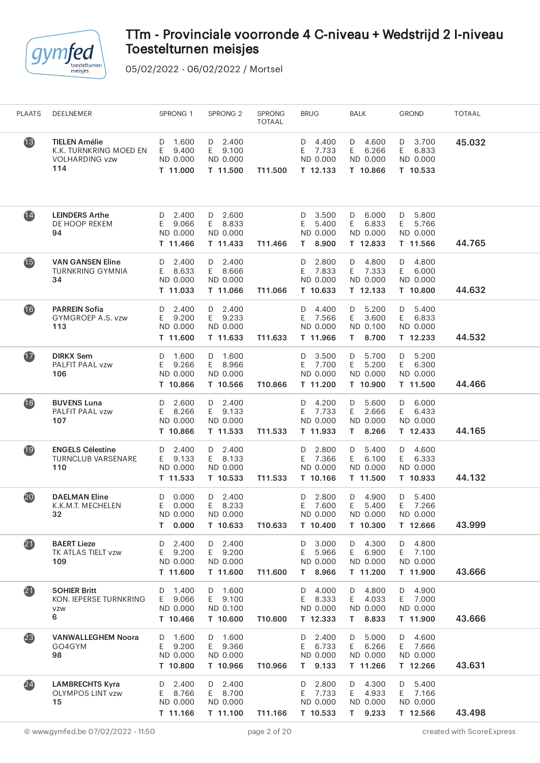# TTm - Provinciale voorronde 4 C-niveau + Wedstrijd 2 I-niveau Toestelturnen meisjes

05/02/2022 - 06/02/2022 / Mortsel

| PLAATS | DEELNEMER | SPRONG 1 | SPRONG 2 | SPRONG TOTAAL | BRUG | BALK | GROND | TOTAAL |
|---|---|---|---|---|---|---|---|---|
| 13 | **TIELEN Amélie** K.K. TURNKRING MOED EN VOLHARDING vzw **114** | D 1.600 E 9.400 ND 0.000 **T 11.000** | D 2.400 E 9.100 ND 0.000 **T 11.500** | **T11.500** | D 4.400 E 7.733 ND 0.000 **T 12.133** | D 4.600 E 6.266 ND 0.000 **T 10.866** | D 3.700 E 6.833 ND 0.000 **T 10.533** | **45.032** |
| 14 | **LEINDERS Arthe** DE HOOP REKEM **94** | D 2.400 E 9.066 ND 0.000 **T 11.466** | D 2.600 E 8.833 ND 0.000 **T 11.433** | **T11.466** | D 3.500 E 5.400 ND 0.000 **T 8.900** | D 6.000 E 6.833 ND 0.000 **T 12.833** | D 5.800 E 5.766 ND 0.000 **T 11.566** | **44.765** |
| 15 | **VAN GANSEN Eline** TURNKRING GYMNIA **34** | D 2.400 E 8.633 ND 0.000 **T 11.033** | D 2.400 E 8.666 ND 0.000 **T 11.066** | **T11.066** | D 2.800 E 7.833 ND 0.000 **T 10.633** | D 4.800 E 7.333 ND 0.000 **T 12.133** | D 4.800 E 6.000 ND 0.000 **T 10.800** | **44.632** |
| 16 | **PARREIN Sofia** GYMGROEP A.S. vzw **113** | D 2.400 E 9.200 ND 0.000 **T 11.600** | D 2.400 E 9.233 ND 0.000 **T 11.633** | **T11.633** | D 4.400 E 7.566 ND 0.000 **T 11.966** | D 5.200 E 3.600 ND 0.100 **T 8.700** | D 5.400 E 6.833 ND 0.000 **T 12.233** | **44.532** |
| 17 | **DIRKX Sem** PALFIT PAAL vzw **106** | D 1.600 E 9.266 ND 0.000 **T 10.866** | D 1.600 E 8.966 ND 0.000 **T 10.566** | **T10.866** | D 3.500 E 7.700 ND 0.000 **T 11.200** | D 5.700 E 5.200 ND 0.000 **T 10.900** | D 5.200 E 6.300 ND 0.000 **T 11.500** | **44.466** |
| 18 | **BUVENS Luna** PALFIT PAAL vzw **107** | D 2.600 E 8.266 ND 0.000 **T 10.866** | D 2.400 E 9.133 ND 0.000 **T 11.533** | **T11.533** | D 4.200 E 7.733 ND 0.000 **T 11.933** | D 5.600 E 2.666 ND 0.000 **T 8.266** | D 6.000 E 6.433 ND 0.000 **T 12.433** | **44.165** |
| 19 | **ENGELS Célestine** TURNCLUB VARSENARE **110** | D 2.400 E 9.133 ND 0.000 **T 11.533** | D 2.400 E 8.133 ND 0.000 **T 10.533** | **T11.533** | D 2.800 E 7.366 ND 0.000 **T 10.166** | D 5.400 E 6.100 ND 0.000 **T 11.500** | D 4.600 E 6.333 ND 0.000 **T 10.933** | **44.132** |
| 20 | **DAELMAN Eline** K.K.M.T. MECHELEN **32** | D 0.000 E 0.000 ND 0.000 **T 0.000** | D 2.400 E 8.233 ND 0.000 **T 10.633** | **T10.633** | D 2.800 E 7.600 ND 0.000 **T 10.400** | D 4.900 E 5.400 ND 0.000 **T 10.300** | D 5.400 E 7.266 ND 0.000 **T 12.666** | **43.999** |
| 21 | **BAERT Lieze** TK ATLAS TIELT vzw **109** | D 2.400 E 9.200 ND 0.000 **T 11.600** | D 2.400 E 9.200 ND 0.000 **T 11.600** | **T11.600** | D 3.000 E 5.966 ND 0.000 **T 8.966** | D 4.300 E 6.900 ND 0.000 **T 11.200** | D 4.800 E 7.100 ND 0.000 **T 11.900** | **43.666** |
| 21 | **SOHIER Britt** KON. IEPERSE TURNKRING vzw **6** | D 1.400 E 9.066 ND 0.000 **T 10.466** | D 1.600 E 9.100 ND 0.100 **T 10.600** | **T10.600** | D 4.000 E 8.333 ND 0.000 **T 12.333** | D 4.800 E 4.033 ND 0.000 **T 8.833** | D 4.900 E 7.000 ND 0.000 **T 11.900** | **43.666** |
| 23 | **VANWALLEGHEM Noora** GO4GYM **98** | D 1.600 E 9.200 ND 0.000 **T 10.800** | D 1.600 E 9.366 ND 0.000 **T 10.966** | **T10.966** | D 2.400 E 6.733 ND 0.000 **T 9.133** | D 5.000 E 6.266 ND 0.000 **T 11.266** | D 4.600 E 7.666 ND 0.000 **T 12.266** | **43.631** |
| 24 | **LAMBRECHTS Kyra** OLYMPOS LINT vzw **15** | D 2.400 E 8.766 ND 0.000 **T 11.166** | D 2.400 E 8.700 ND 0.000 **T 11.100** | **T11.166** | D 2.800 E 7.733 ND 0.000 **T 10.533** | D 4.300 E 4.933 ND 0.000 **T 9.233** | D 5.400 E 7.166 ND 0.000 **T 12.566** | **43.498** |

© www.gymfed.be 07/02/2022 - 11:50 created with ScoreExpress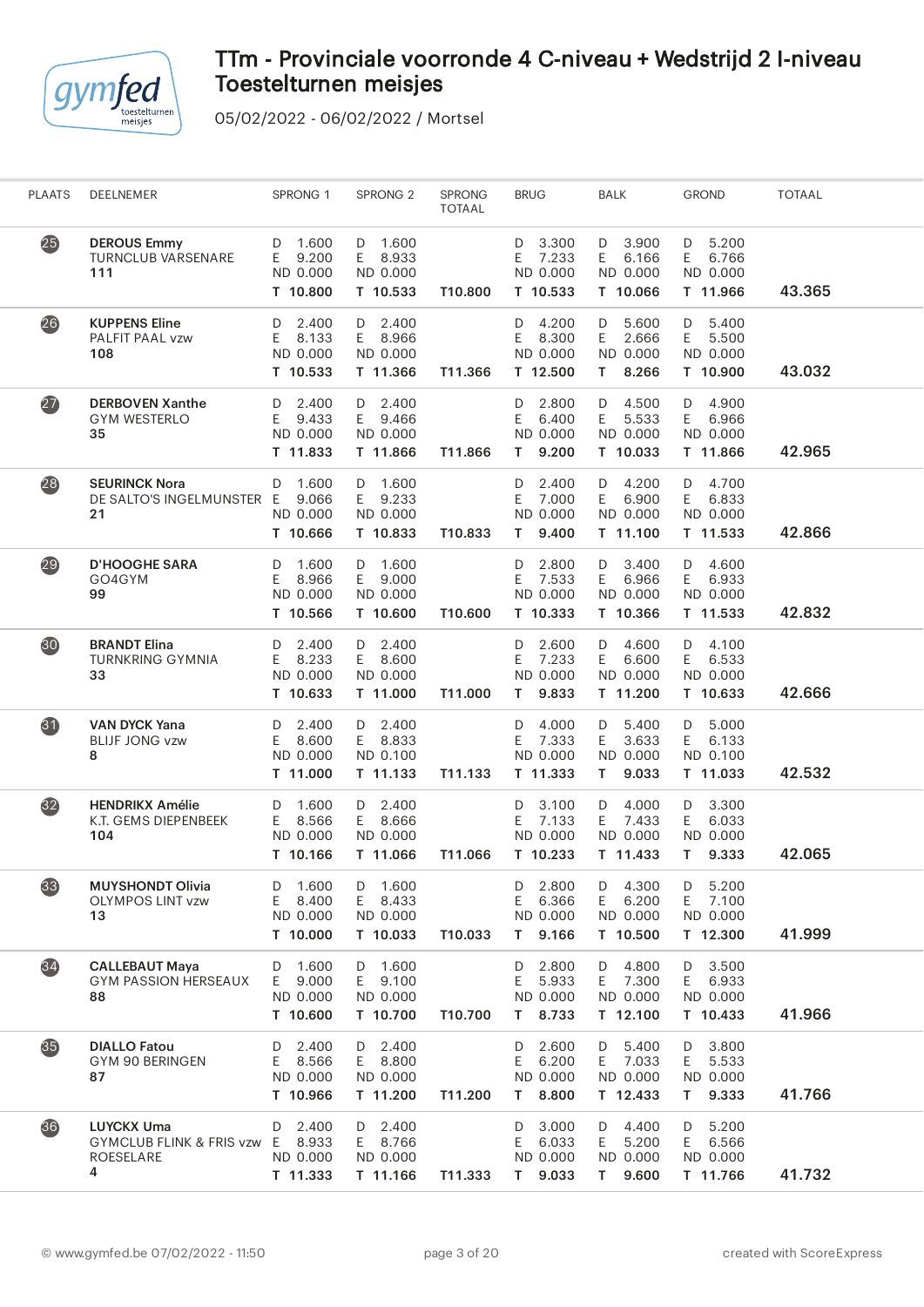# TTm - Provinciale voorronde 4 C-niveau + Wedstrijd 2 I-niveau Toestelturnen meisjes

05/02/2022 - 06/02/2022 / Mortsel

| PLAATS | DEELNEMER | SPRONG 1 | SPRONG 2 | SPRONG TOTAAL | BRUG | BALK | GROND | TOTAAL |
|---|---|---|---|---|---|---|---|---|
| 25 | **DEROUS Emmy** TURNCLUB VARSENARE **111** | D 1.600 E 9.200 ND 0.000 **T 10.800** | D 1.600 E 8.933 ND 0.000 **T 10.533** | **T10.800** | D 3.300 E 7.233 ND 0.000 **T 10.533** | D 3.900 E 6.166 ND 0.000 **T 10.066** | D 5.200 E 6.766 ND 0.000 **T 11.966** | **43.365** |
| 26 | **KUPPENS Eline** PALFIT PAAL vzw **108** | D 2.400 E 8.133 ND 0.000 **T 10.533** | D 2.400 E 8.966 ND 0.000 **T 11.366** | **T11.366** | D 4.200 E 8.300 ND 0.000 **T 12.500** | D 5.600 E 2.666 ND 0.000 **T 8.266** | D 5.400 E 5.500 ND 0.000 **T 10.900** | **43.032** |
| 27 | **DERBOVEN Xanthe** GYM WESTERLO **35** | D 2.400 E 9.433 ND 0.000 **T 11.833** | D 2.400 E 9.466 ND 0.000 **T 11.866** | **T11.866** | D 2.800 E 6.400 ND 0.000 **T 9.200** | D 4.500 E 5.533 ND 0.000 **T 10.033** | D 4.900 E 6.966 ND 0.000 **T 11.866** | **42.965** |
| 28 | **SEURINCK Nora** DE SALTO'S INGELMUNSTER **21** | D 1.600 E 9.066 ND 0.000 **T 10.666** | D 1.600 E 9.233 ND 0.000 **T 10.833** | **T10.833** | D 2.400 E 7.000 ND 0.000 **T 9.400** | D 4.200 E 6.900 ND 0.000 **T 11.100** | D 4.700 E 6.833 ND 0.000 **T 11.533** | **42.866** |
| 29 | **D'HOOGHE SARA** GO4GYM **99** | D 1.600 E 8.966 ND 0.000 **T 10.566** | D 1.600 E 9.000 ND 0.000 **T 10.600** | **T10.600** | D 2.800 E 7.533 ND 0.000 **T 10.333** | D 3.400 E 6.966 ND 0.000 **T 10.366** | D 4.600 E 6.933 ND 0.000 **T 11.533** | **42.832** |
| 30 | **BRANDT Elina** TURNKRING GYMNIA **33** | D 2.400 E 8.233 ND 0.000 **T 10.633** | D 2.400 E 8.600 ND 0.000 **T 11.000** | **T11.000** | D 2.600 E 7.233 ND 0.000 **T 9.833** | D 4.600 E 6.600 ND 0.000 **T 11.200** | D 4.100 E 6.533 ND 0.000 **T 10.633** | **42.666** |
| 31 | **VAN DYCK Yana** BLIJF JONG vzw **8** | D 2.400 E 8.600 ND 0.000 **T 11.000** | D 2.400 E 8.833 ND 0.100 **T 11.133** | **T11.133** | D 4.000 E 7.333 ND 0.000 **T 11.333** | D 5.400 E 3.633 ND 0.000 **T 9.033** | D 5.000 E 6.133 ND 0.100 **T 11.033** | **42.532** |
| 32 | **HENDRIKX Amélie** K.T. GEMS DIEPENBEEK **104** | D 1.600 E 8.566 ND 0.000 **T 10.166** | D 2.400 E 8.666 ND 0.000 **T 11.066** | **T11.066** | D 3.100 E 7.133 ND 0.000 **T 10.233** | D 4.000 E 7.433 ND 0.000 **T 11.433** | D 3.300 E 6.033 ND 0.000 **T 9.333** | **42.065** |
| 33 | **MUYSHONDT Olivia** OLYMPOS LINT vzw **13** | D 1.600 E 8.400 ND 0.000 **T 10.000** | D 1.600 E 8.433 ND 0.000 **T 10.033** | **T10.033** | D 2.800 E 6.366 ND 0.000 **T 9.166** | D 4.300 E 6.200 ND 0.000 **T 10.500** | D 5.200 E 7.100 ND 0.000 **T 12.300** | **41.999** |
| 34 | **CALLEBAUT Maya** GYM PASSION HERSEAUX **88** | D 1.600 E 9.000 ND 0.000 **T 10.600** | D 1.600 E 9.100 ND 0.000 **T 10.700** | **T10.700** | D 2.800 E 5.933 ND 0.000 **T 8.733** | D 4.800 E 7.300 ND 0.000 **T 12.100** | D 3.500 E 6.933 ND 0.000 **T 10.433** | **41.966** |
| 35 | **DIALLO Fatou** GYM 90 BERINGEN **87** | D 2.400 E 8.566 ND 0.000 **T 10.966** | D 2.400 E 8.800 ND 0.000 **T 11.200** | **T11.200** | D 2.600 E 6.200 ND 0.000 **T 8.800** | D 5.400 E 7.033 ND 0.000 **T 12.433** | D 3.800 E 5.533 ND 0.000 **T 9.333** | **41.766** |
| 36 | **LUYCKX Uma** GYMCLUB FLINK & FRIS vzw ROESELARE **4** | D 2.400 E 8.933 ND 0.000 **T 11.333** | D 2.400 E 8.766 ND 0.000 **T 11.166** | **T11.333** | D 3.000 E 6.033 ND 0.000 **T 9.033** | D 4.400 E 5.200 ND 0.000 **T 9.600** | D 5.200 E 6.566 ND 0.000 **T 11.766** | **41.732** |

© www.gymfed.be 07/02/2022 - 11:50

created with ScoreExpress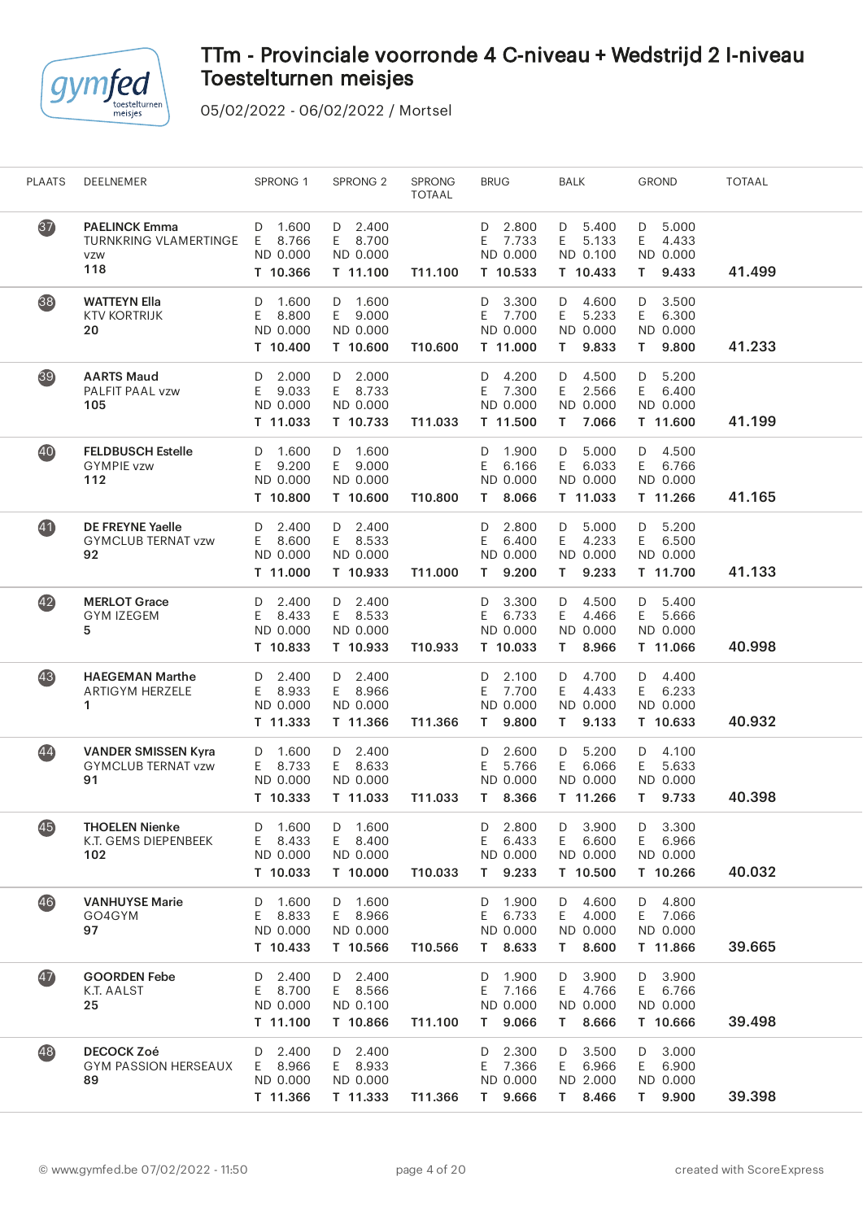# TTm - Provinciale voorronde 4 C-niveau + Wedstrijd 2 I-niveau Toestelturnen meisjes

05/02/2022 - 06/02/2022 / Mortsel

| PLAATS | DEELNEMER | SPRONG 1 | SPRONG 2 | SPRONG TOTAAL | BRUG | BALK | GROND | TOTAAL |
|---|---|---|---|---|---|---|---|---|
| 37 | **PAELINCK Emma** TURNKRING VLAMERTINGE vzw **118** | D 1.600 E 8.766 ND 0.000 **T 10.366** | D 2.400 E 8.700 ND 0.000 **T 11.100** | **T11.100** | D 2.800 E 7.733 ND 0.000 **T 10.533** | D 5.400 E 5.133 ND 0.100 **T 10.433** | D 5.000 E 4.433 ND 0.000 **T 9.433** | **41.499** |
| 38 | **WATTEYN Ella** KTV KORTRIJK **20** | D 1.600 E 8.800 ND 0.000 **T 10.400** | D 1.600 E 9.000 ND 0.000 **T 10.600** | **T10.600** | D 3.300 E 7.700 ND 0.000 **T 11.000** | D 4.600 E 5.233 ND 0.000 **T 9.833** | D 3.500 E 6.300 ND 0.000 **T 9.800** | **41.233** |
| 39 | **AARTS Maud** PALFIT PAAL vzw **105** | D 2.000 E 9.033 ND 0.000 **T 11.033** | D 2.000 E 8.733 ND 0.000 **T 10.733** | **T11.033** | D 4.200 E 7.300 ND 0.000 **T 11.500** | D 4.500 E 2.566 ND 0.000 **T 7.066** | D 5.200 E 6.400 ND 0.000 **T 11.600** | **41.199** |
| 40 | **FELDBUSCH Estelle** GYMPIE vzw **112** | D 1.600 E 9.200 ND 0.000 **T 10.800** | D 1.600 E 9.000 ND 0.000 **T 10.600** | **T10.800** | D 1.900 E 6.166 ND 0.000 **T 8.066** | D 5.000 E 6.033 ND 0.000 **T 11.033** | D 4.500 E 6.766 ND 0.000 **T 11.266** | **41.165** |
| 41 | **DE FREYNE Yaelle** GYMCLUB TERNAT vzw **92** | D 2.400 E 8.600 ND 0.000 **T 11.000** | D 2.400 E 8.533 ND 0.000 **T 10.933** | **T11.000** | D 2.800 E 6.400 ND 0.000 **T 9.200** | D 5.000 E 4.233 ND 0.000 **T 9.233** | D 5.200 E 6.500 ND 0.000 **T 11.700** | **41.133** |
| 42 | **MERLOT Grace** GYM IZEGEM **5** | D 2.400 E 8.433 ND 0.000 **T 10.833** | D 2.400 E 8.533 ND 0.000 **T 10.933** | **T10.933** | D 3.300 E 6.733 ND 0.000 **T 10.033** | D 4.500 E 4.466 ND 0.000 **T 8.966** | D 5.400 E 5.666 ND 0.000 **T 11.066** | **40.998** |
| 43 | **HAEGEMAN Marthe** ARTIGYM HERZELE **1** | D 2.400 E 8.933 ND 0.000 **T 11.333** | D 2.400 E 8.966 ND 0.000 **T 11.366** | **T11.366** | D 2.100 E 7.700 ND 0.000 **T 9.800** | D 4.700 E 4.433 ND 0.000 **T 9.133** | D 4.400 E 6.233 ND 0.000 **T 10.633** | **40.932** |
| 44 | **VANDER SMISSEN Kyra** GYMCLUB TERNAT vzw **91** | D 1.600 E 8.733 ND 0.000 **T 10.333** | D 2.400 E 8.633 ND 0.000 **T 11.033** | **T11.033** | D 2.600 E 5.766 ND 0.000 **T 8.366** | D 5.200 E 6.066 ND 0.000 **T 11.266** | D 4.100 E 5.633 ND 0.000 **T 9.733** | **40.398** |
| 45 | **THOELEN Nienke** K.T. GEMS DIEPENBEEK **102** | D 1.600 E 8.433 ND 0.000 **T 10.033** | D 1.600 E 8.400 ND 0.000 **T 10.000** | **T10.033** | D 2.800 E 6.433 ND 0.000 **T 9.233** | D 3.900 E 6.600 ND 0.000 **T 10.500** | D 3.300 E 6.966 ND 0.000 **T 10.266** | **40.032** |
| 46 | **VANHUYSE Marie** GO4GYM **97** | D 1.600 E 8.833 ND 0.000 **T 10.433** | D 1.600 E 8.966 ND 0.000 **T 10.566** | **T10.566** | D 1.900 E 6.733 ND 0.000 **T 8.633** | D 4.600 E 4.000 ND 0.000 **T 8.600** | D 4.800 E 7.066 ND 0.000 **T 11.866** | **39.665** |
| 47 | **GOORDEN Febe** K.T. AALST **25** | D 2.400 E 8.700 ND 0.000 **T 11.100** | D 2.400 E 8.566 ND 0.100 **T 10.866** | **T11.100** | D 1.900 E 7.166 ND 0.000 **T 9.066** | D 3.900 E 4.766 ND 0.000 **T 8.666** | D 3.900 E 6.766 ND 0.000 **T 10.666** | **39.498** |
| 48 | **DECOCK Zoé** GYM PASSION HERSEAUX **89** | D 2.400 E 8.966 ND 0.000 **T 11.366** | D 2.400 E 8.933 ND 0.000 **T 11.333** | **T11.366** | D 2.300 E 7.366 ND 0.000 **T 9.666** | D 3.500 E 6.966 ND 2.000 **T 8.466** | D 3.000 E 6.900 ND 0.000 **T 9.900** | **39.398** |

© www.gymfed.be 07/02/2022 - 11:50 created with ScoreExpress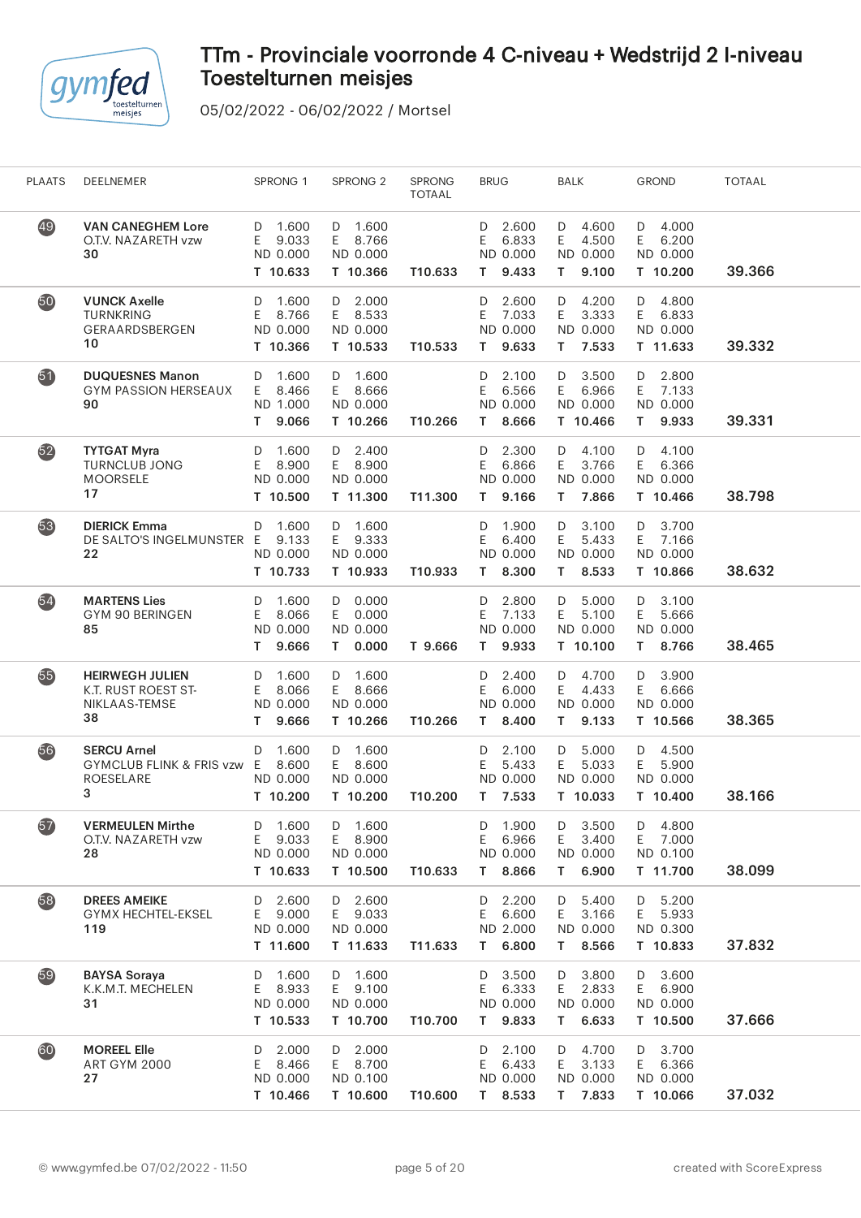# TTm - Provinciale voorronde 4 C-niveau + Wedstrijd 2 I-niveau Toestelturnen meisjes

05/02/2022 - 06/02/2022 / Mortsel

| PLAATS | DEELNEMER | SPRONG 1 | SPRONG 2 | SPRONG TOTAAL | BRUG | BALK | GROND | TOTAAL |
|---|---|---|---|---|---|---|---|---|
| 49 | **VAN CANEGHEM Lore**<br>O.T.V. NAZARETH vzw<br>**30** | D 1.600<br>E 9.033<br>ND 0.000<br>**T 10.633** | D 1.600<br>E 8.766<br>ND 0.000<br>**T 10.366** | **T10.633** | D 2.600<br>E 6.833<br>ND 0.000<br>**T 9.433** | D 4.600<br>E 4.500<br>ND 0.000<br>**T 9.100** | D 4.000<br>E 6.200<br>ND 0.000<br>**T 10.200** | **39.366** |
| 50 | **VUNCK Axelle**<br>TURNKRING GERAARDSBERGEN<br>**10** | D 1.600<br>E 8.766<br>ND 0.000<br>**T 10.366** | D 2.000<br>E 8.533<br>ND 0.000<br>**T 10.533** | **T10.533** | D 2.600<br>E 7.033<br>ND 0.000<br>**T 9.633** | D 4.200<br>E 3.333<br>ND 0.000<br>**T 7.533** | D 4.800<br>E 6.833<br>ND 0.000<br>**T 11.633** | **39.332** |
| 51 | **DUQUESNES Manon**<br>GYM PASSION HERSEAUX<br>**90** | D 1.600<br>E 8.466<br>ND 1.000<br>**T 9.066** | D 1.600<br>E 8.666<br>ND 0.000<br>**T 10.266** | **T10.266** | D 2.100<br>E 6.566<br>ND 0.000<br>**T 8.666** | D 3.500<br>E 6.966<br>ND 0.000<br>**T 10.466** | D 2.800<br>E 7.133<br>ND 0.000<br>**T 9.933** | **39.331** |
| 52 | **TYTGAT Myra**<br>TURNCLUB JONG MOORSELE<br>**17** | D 1.600<br>E 8.900<br>ND 0.000<br>**T 10.500** | D 2.400<br>E 8.900<br>ND 0.000<br>**T 11.300** | **T11.300** | D 2.300<br>E 6.866<br>ND 0.000<br>**T 9.166** | D 4.100<br>E 3.766<br>ND 0.000<br>**T 7.866** | D 4.100<br>E 6.366<br>ND 0.000<br>**T 10.466** | **38.798** |
| 53 | **DIERICK Emma**<br>DE SALTO'S INGELMUNSTER<br>**22** | D 1.600<br>E 9.133<br>ND 0.000<br>**T 10.733** | D 1.600<br>E 9.333<br>ND 0.000<br>**T 10.933** | **T10.933** | D 1.900<br>E 6.400<br>ND 0.000<br>**T 8.300** | D 3.100<br>E 5.433<br>ND 0.000<br>**T 8.533** | D 3.700<br>E 7.166<br>ND 0.000<br>**T 10.866** | **38.632** |
| 54 | **MARTENS Lies**<br>GYM 90 BERINGEN<br>**85** | D 1.600<br>E 8.066<br>ND 0.000<br>**T 9.666** | D 0.000<br>E 0.000<br>ND 0.000<br>**T 0.000** | **T 9.666** | D 2.800<br>E 7.133<br>ND 0.000<br>**T 9.933** | D 5.000<br>E 5.100<br>ND 0.000<br>**T 10.100** | D 3.100<br>E 5.666<br>ND 0.000<br>**T 8.766** | **38.465** |
| 55 | **HEIRWEGH JULIEN**<br>K.T. RUST ROEST ST-NIKLAAS-TEMSE<br>**38** | D 1.600<br>E 8.066<br>ND 0.000<br>**T 9.666** | D 1.600<br>E 8.666<br>ND 0.000<br>**T 10.266** | **T10.266** | D 2.400<br>E 6.000<br>ND 0.000<br>**T 8.400** | D 4.700<br>E 4.433<br>ND 0.000<br>**T 9.133** | D 3.900<br>E 6.666<br>ND 0.000<br>**T 10.566** | **38.365** |
| 56 | **SERCU Arnel**<br>GYMCLUB FLINK & FRIS vzw ROESELARE<br>**3** | D 1.600<br>E 8.600<br>ND 0.000<br>**T 10.200** | D 1.600<br>E 8.600<br>ND 0.000<br>**T 10.200** | **T10.200** | D 2.100<br>E 5.433<br>ND 0.000<br>**T 7.533** | D 5.000<br>E 5.033<br>ND 0.000<br>**T 10.033** | D 4.500<br>E 5.900<br>ND 0.000<br>**T 10.400** | **38.166** |
| 57 | **VERMEULEN Mirthe**<br>O.T.V. NAZARETH vzw<br>**28** | D 1.600<br>E 9.033<br>ND 0.000<br>**T 10.633** | D 1.600<br>E 8.900<br>ND 0.000<br>**T 10.500** | **T10.633** | D 1.900<br>E 6.966<br>ND 0.000<br>**T 8.866** | D 3.500<br>E 3.400<br>ND 0.000<br>**T 6.900** | D 4.800<br>E 7.000<br>ND 0.100<br>**T 11.700** | **38.099** |
| 58 | **DREES AMEIKE**<br>GYMX HECHTEL-EKSEL<br>**119** | D 2.600<br>E 9.000<br>ND 0.000<br>**T 11.600** | D 2.600<br>E 9.033<br>ND 0.000<br>**T 11.633** | **T11.633** | D 2.200<br>E 6.600<br>ND 2.000<br>**T 6.800** | D 5.400<br>E 3.166<br>ND 0.000<br>**T 8.566** | D 5.200<br>E 5.933<br>ND 0.300<br>**T 10.833** | **37.832** |
| 59 | **BAYSA Soraya**<br>K.K.M.T. MECHELEN<br>**31** | D 1.600<br>E 8.933<br>ND 0.000<br>**T 10.533** | D 1.600<br>E 9.100<br>ND 0.000<br>**T 10.700** | **T10.700** | D 3.500<br>E 6.333<br>ND 0.000<br>**T 9.833** | D 3.800<br>E 2.833<br>ND 0.000<br>**T 6.633** | D 3.600<br>E 6.900<br>ND 0.000<br>**T 10.500** | **37.666** |
| 60 | **MOREEL Elle**<br>ART GYM 2000<br>**27** | D 2.000<br>E 8.466<br>ND 0.000<br>**T 10.466** | D 2.000<br>E 8.700<br>ND 0.100<br>**T 10.600** | **T10.600** | D 2.100<br>E 6.433<br>ND 0.000<br>**T 8.533** | D 4.700<br>E 3.133<br>ND 0.000<br>**T 7.833** | D 3.700<br>E 6.366<br>ND 0.000<br>**T 10.066** | **37.032** |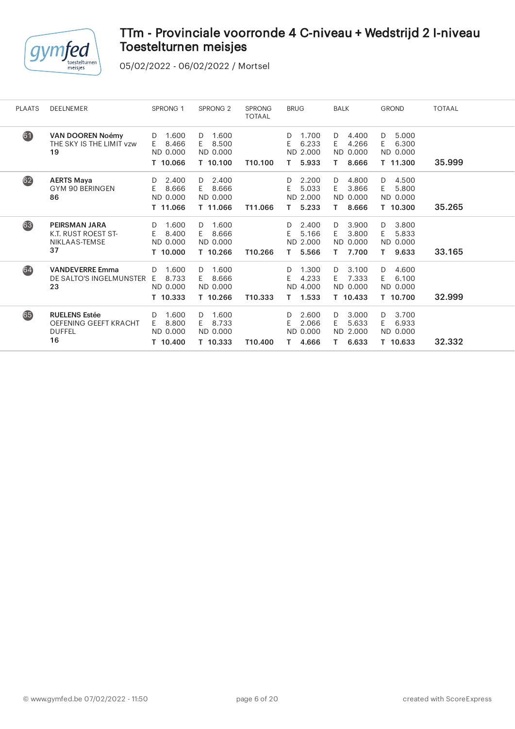# TTm - Provinciale voorronde 4 C-niveau + Wedstrijd 2 I-niveau Toestelturnen meisjes

05/02/2022 - 06/02/2022 / Mortsel

| PLAATS | DEELNEMER | SPRONG 1 | SPRONG 2 | SPRONG TOTAAL | BRUG | BALK | GROND | TOTAAL |
|---|---|---|---|---|---|---|---|---|
| 61 | **VAN DOOREN Noémy**<br>THE SKY IS THE LIMIT vzw<br>**19** | D 1.600<br>E 8.466<br>ND 0.000<br>**T 10.066** | D 1.600<br>E 8.500<br>ND 0.000<br>**T 10.100** | **T10.100** | D 1.700<br>E 6.233<br>ND 2.000<br>**T 5.933** | D 4.400<br>E 4.266<br>ND 0.000<br>**T 8.666** | D 5.000<br>E 6.300<br>ND 0.000<br>**T 11.300** | **35.999** |
| 62 | **AERTS Maya**<br>GYM 90 BERINGEN<br>**86** | D 2.400<br>E 8.666<br>ND 0.000<br>**T 11.066** | D 2.400<br>E 8.666<br>ND 0.000<br>**T 11.066** | **T11.066** | D 2.200<br>E 5.033<br>ND 2.000<br>**T 5.233** | D 4.800<br>E 3.866<br>ND 0.000<br>**T 8.666** | D 4.500<br>E 5.800<br>ND 0.000<br>**T 10.300** | **35.265** |
| 63 | **PEIRSMAN JARA**<br>K.T. RUST ROEST ST-NIKLAAS-TEMSE<br>**37** | D 1.600<br>E 8.400<br>ND 0.000<br>**T 10.000** | D 1.600<br>E 8.666<br>ND 0.000<br>**T 10.266** | **T10.266** | D 2.400<br>E 5.166<br>ND 2.000<br>**T 5.566** | D 3.900<br>E 3.800<br>ND 0.000<br>**T 7.700** | D 3.800<br>E 5.833<br>ND 0.000<br>**T 9.633** | **33.165** |
| 64 | **VANDEVERRE Emma**<br>DE SALTO'S INGELMUNSTER<br>**23** | D 1.600<br>E 8.733<br>ND 0.000<br>**T 10.333** | D 1.600<br>E 8.666<br>ND 0.000<br>**T 10.266** | **T10.333** | D 1.300<br>E 4.233<br>ND 4.000<br>**T 1.533** | D 3.100<br>E 7.333<br>ND 0.000<br>**T 10.433** | D 4.600<br>E 6.100<br>ND 0.000<br>**T 10.700** | **32.999** |
| 65 | **RUELENS Estée**<br>OEFENING GEEFT KRACHT DUFFEL<br>**16** | D 1.600<br>E 8.800<br>ND 0.000<br>**T 10.400** | D 1.600<br>E 8.733<br>ND 0.000<br>**T 10.333** | **T10.400** | D 2.600<br>E 2.066<br>ND 0.000<br>**T 4.666** | D 3.000<br>E 5.633<br>ND 2.000<br>**T 6.633** | D 3.700<br>E 6.933<br>ND 0.000<br>**T 10.633** | **32.332** |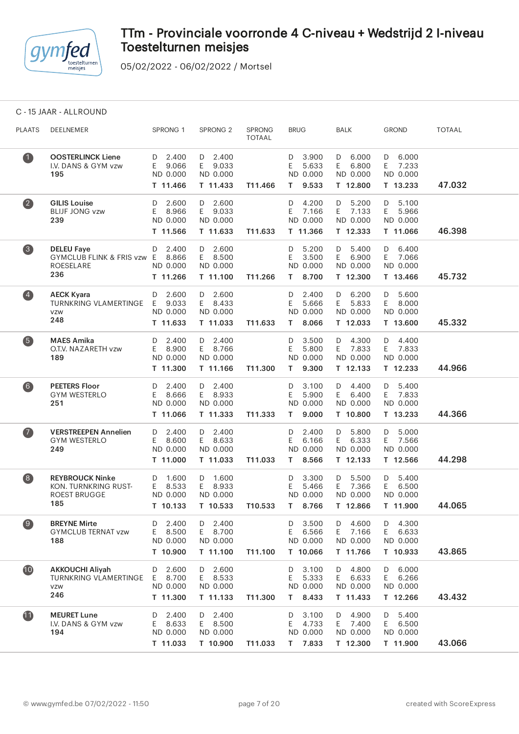# TTm - Provinciale voorronde 4 C-niveau + Wedstrijd 2 I-niveau Toestelturnen meisjes

05/02/2022 - 06/02/2022 / Mortsel

## C - 15 JAAR - ALLROUND

| PLAATS | DEELNEMER | SPRONG 1 | SPRONG 2 | SPRONG TOTAAL | BRUG | BALK | GROND | TOTAAL |
|---|---|---|---|---|---|---|---|---|
| 1 | **OOSTERLINCK Liene**<br>I.V. DANS & GYM vzw<br>**195** | D 2.400<br>E 9.066<br>ND 0.000<br>**T 11.466** | D 2.400<br>E 9.033<br>ND 0.000<br>**T 11.433** | **T11.466** | D 3.900<br>E 5.633<br>ND 0.000<br>**T 9.533** | D 6.000<br>E 6.800<br>ND 0.000<br>**T 12.800** | D 6.000<br>E 7.233<br>ND 0.000<br>**T 13.233** | **47.032** |
| 2 | **GILIS Louise**<br>BLIJF JONG vzw<br>**239** | D 2.600<br>E 8.966<br>ND 0.000<br>**T 11.566** | D 2.600<br>E 9.033<br>ND 0.000<br>**T 11.633** | **T11.633** | D 4.200<br>E 7.166<br>ND 0.000<br>**T 11.366** | D 5.200<br>E 7.133<br>ND 0.000<br>**T 12.333** | D 5.100<br>E 5.966<br>ND 0.000<br>**T 11.066** | **46.398** |
| 3 | **DELEU Faye**<br>GYMCLUB FLINK & FRIS vzw ROESELARE<br>**236** | D 2.400<br>E 8.866<br>ND 0.000<br>**T 11.266** | D 2.600<br>E 8.500<br>ND 0.000<br>**T 11.100** | **T11.266** | D 5.200<br>E 3.500<br>ND 0.000<br>**T 8.700** | D 5.400<br>E 6.900<br>ND 0.000<br>**T 12.300** | D 6.400<br>E 7.066<br>ND 0.000<br>**T 13.466** | **45.732** |
| 4 | **AECK Kyara**<br>TURNKRING VLAMERTINGE vzw<br>**248** | D 2.600<br>E 9.033<br>ND 0.000<br>**T 11.633** | D 2.600<br>E 8.433<br>ND 0.000<br>**T 11.033** | **T11.633** | D 2.400<br>E 5.666<br>ND 0.000<br>**T 8.066** | D 6.200<br>E 5.833<br>ND 0.000<br>**T 12.033** | D 5.600<br>E 8.000<br>ND 0.000<br>**T 13.600** | **45.332** |
| 5 | **MAES Amika**<br>O.T.V. NAZARETH vzw<br>**189** | D 2.400<br>E 8.900<br>ND 0.000<br>**T 11.300** | D 2.400<br>E 8.766<br>ND 0.000<br>**T 11.166** | **T11.300** | D 3.500<br>E 5.800<br>ND 0.000<br>**T 9.300** | D 4.300<br>E 7.833<br>ND 0.000<br>**T 12.133** | D 4.400<br>E 7.833<br>ND 0.000<br>**T 12.233** | **44.966** |
| 6 | **PEETERS Floor**<br>GYM WESTERLO<br>**251** | D 2.400<br>E 8.666<br>ND 0.000<br>**T 11.066** | D 2.400<br>E 8.933<br>ND 0.000<br>**T 11.333** | **T11.333** | D 3.100<br>E 5.900<br>ND 0.000<br>**T 9.000** | D 4.400<br>E 6.400<br>ND 0.000<br>**T 10.800** | D 5.400<br>E 7.833<br>ND 0.000<br>**T 13.233** | **44.366** |
| 7 | **VERSTREEPEN Annelien**<br>GYM WESTERLO<br>**249** | D 2.400<br>E 8.600<br>ND 0.000<br>**T 11.000** | D 2.400<br>E 8.633<br>ND 0.000<br>**T 11.033** | **T11.033** | D 2.400<br>E 6.166<br>ND 0.000<br>**T 8.566** | D 5.800<br>E 6.333<br>ND 0.000<br>**T 12.133** | D 5.000<br>E 7.566<br>ND 0.000<br>**T 12.566** | **44.298** |
| 8 | **REYBROUCK Ninke**<br>KON. TURNKRING RUST-ROEST BRUGGE<br>**185** | D 1.600<br>E 8.533<br>ND 0.000<br>**T 10.133** | D 1.600<br>E 8.933<br>ND 0.000<br>**T 10.533** | **T10.533** | D 3.300<br>E 5.466<br>ND 0.000<br>**T 8.766** | D 5.500<br>E 7.366<br>ND 0.000<br>**T 12.866** | D 5.400<br>E 6.500<br>ND 0.000<br>**T 11.900** | **44.065** |
| 9 | **BREYNE Mirte**<br>GYMCLUB TERNAT vzw<br>**188** | D 2.400<br>E 8.500<br>ND 0.000<br>**T 10.900** | D 2.400<br>E 8.700<br>ND 0.000<br>**T 11.100** | **T11.100** | D 3.500<br>E 6.566<br>ND 0.000<br>**T 10.066** | D 4.600<br>E 7.166<br>ND 0.000<br>**T 11.766** | D 4.300<br>E 6.633<br>ND 0.000<br>**T 10.933** | **43.865** |
| 10 | **AKKOUCHI Aliyah**<br>TURNKRING VLAMERTINGE vzw<br>**246** | D 2.600<br>E 8.700<br>ND 0.000<br>**T 11.300** | D 2.600<br>E 8.533<br>ND 0.000<br>**T 11.133** | **T11.300** | D 3.100<br>E 5.333<br>ND 0.000<br>**T 8.433** | D 4.800<br>E 6.633<br>ND 0.000<br>**T 11.433** | D 6.000<br>E 6.266<br>ND 0.000<br>**T 12.266** | **43.432** |
| 11 | **MEURET Lune**<br>I.V. DANS & GYM vzw<br>**194** | D 2.400<br>E 8.633<br>ND 0.000<br>**T 11.033** | D 2.400<br>E 8.500<br>ND 0.000<br>**T 10.900** | **T11.033** | D 3.100<br>E 4.733<br>ND 0.000<br>**T 7.833** | D 4.900<br>E 7.400<br>ND 0.000<br>**T 12.300** | D 5.400<br>E 6.500<br>ND 0.000<br>**T 11.900** | **43.066** |

© www.gymfed.be 07/02/2022 - 11:50 — created with ScoreExpress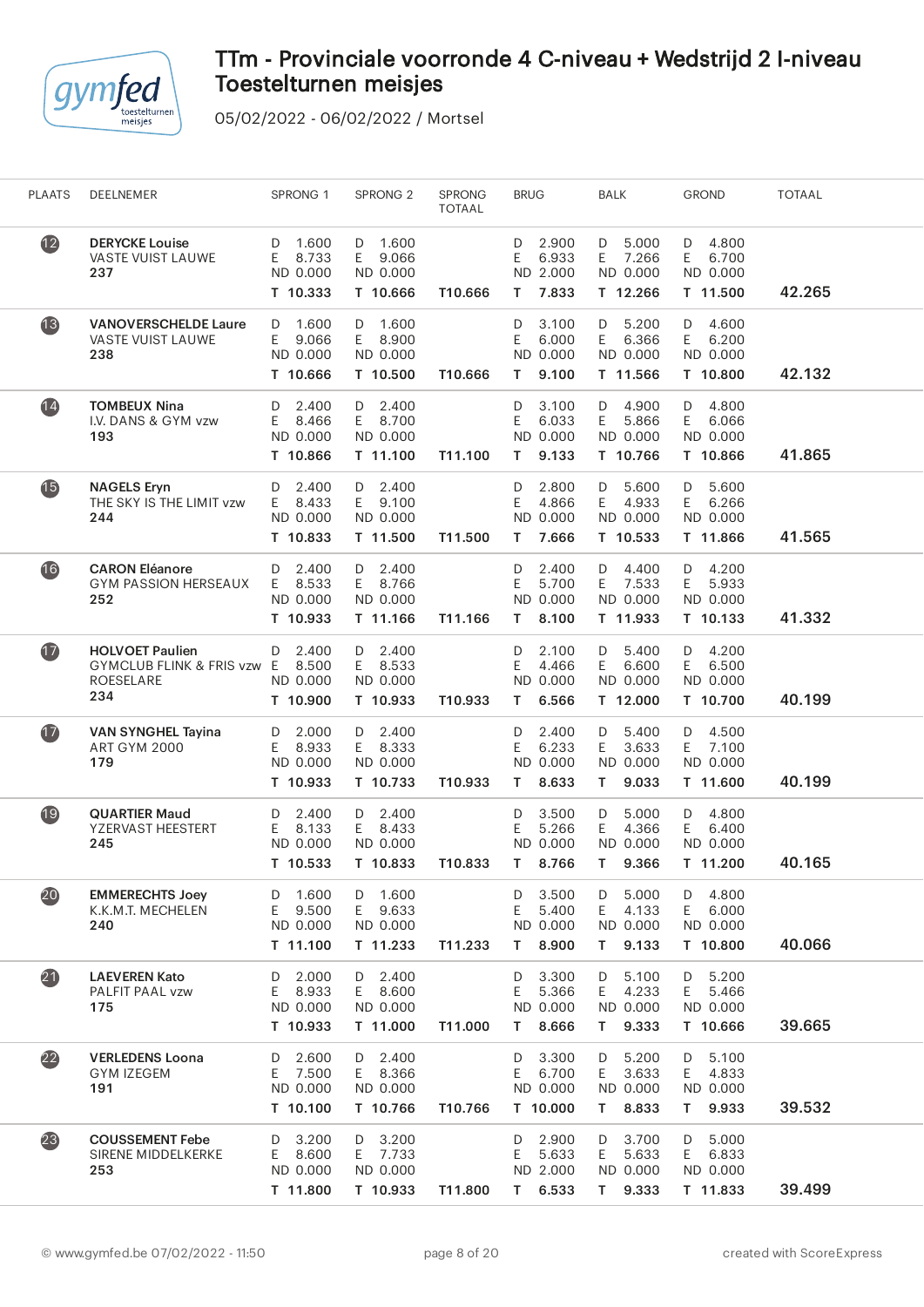# TTm - Provinciale voorronde 4 C-niveau + Wedstrijd 2 I-niveau Toestelturnen meisjes

05/02/2022 - 06/02/2022 / Mortsel

| PLAATS | DEELNEMER | SPRONG 1 | SPRONG 2 | SPRONG TOTAAL | BRUG | BALK | GROND | TOTAAL |
|---|---|---|---|---|---|---|---|---|
| 12 | **DERYCKE Louise** VASTE VUIST LAUWE **237** | D 1.600 E 8.733 ND 0.000 **T 10.333** | D 1.600 E 9.066 ND 0.000 **T 10.666** | **T10.666** | D 2.900 E 6.933 ND 2.000 **T 7.833** | D 5.000 E 7.266 ND 0.000 **T 12.266** | D 4.800 E 6.700 ND 0.000 **T 11.500** | **42.265** |
| 13 | **VANOVERSCHELDE Laure** VASTE VUIST LAUWE **238** | D 1.600 E 9.066 ND 0.000 **T 10.666** | D 1.600 E 8.900 ND 0.000 **T 10.500** | **T10.666** | D 3.100 E 6.000 ND 0.000 **T 9.100** | D 5.200 E 6.366 ND 0.000 **T 11.566** | D 4.600 E 6.200 ND 0.000 **T 10.800** | **42.132** |
| 14 | **TOMBEUX Nina** I.V. DANS & GYM vzw **193** | D 2.400 E 8.466 ND 0.000 **T 10.866** | D 2.400 E 8.700 ND 0.000 **T 11.100** | **T11.100** | D 3.100 E 6.033 ND 0.000 **T 9.133** | D 4.900 E 5.866 ND 0.000 **T 10.766** | D 4.800 E 6.066 ND 0.000 **T 10.866** | **41.865** |
| 15 | **NAGELS Eryn** THE SKY IS THE LIMIT vzw **244** | D 2.400 E 8.433 ND 0.000 **T 10.833** | D 2.400 E 9.100 ND 0.000 **T 11.500** | **T11.500** | D 2.800 E 4.866 ND 0.000 **T 7.666** | D 5.600 E 4.933 ND 0.000 **T 10.533** | D 5.600 E 6.266 ND 0.000 **T 11.866** | **41.565** |
| 16 | **CARON Eléanore** GYM PASSION HERSEAUX **252** | D 2.400 E 8.533 ND 0.000 **T 10.933** | D 2.400 E 8.766 ND 0.000 **T 11.166** | **T11.166** | D 2.400 E 5.700 ND 0.000 **T 8.100** | D 4.400 E 7.533 ND 0.000 **T 11.933** | D 4.200 E 5.933 ND 0.000 **T 10.133** | **41.332** |
| 17 | **HOLVOET Paulien** GYMCLUB FLINK & FRIS vzw ROESELARE **234** | D 2.400 E 8.500 ND 0.000 **T 10.900** | D 2.400 E 8.533 ND 0.000 **T 10.933** | **T10.933** | D 2.100 E 4.466 ND 0.000 **T 6.566** | D 5.400 E 6.600 ND 0.000 **T 12.000** | D 4.200 E 6.500 ND 0.000 **T 10.700** | **40.199** |
| 17 | **VAN SYNGHEL Tayina** ART GYM 2000 **179** | D 2.000 E 8.933 ND 0.000 **T 10.933** | D 2.400 E 8.333 ND 0.000 **T 10.733** | **T10.933** | D 2.400 E 6.233 ND 0.000 **T 8.633** | D 5.400 E 3.633 ND 0.000 **T 9.033** | D 4.500 E 7.100 ND 0.000 **T 11.600** | **40.199** |
| 19 | **QUARTIER Maud** YZERVAST HEESTERT **245** | D 2.400 E 8.133 ND 0.000 **T 10.533** | D 2.400 E 8.433 ND 0.000 **T 10.833** | **T10.833** | D 3.500 E 5.266 ND 0.000 **T 8.766** | D 5.000 E 4.366 ND 0.000 **T 9.366** | D 4.800 E 6.400 ND 0.000 **T 11.200** | **40.165** |
| 20 | **EMMERECHTS Joey** K.K.M.T. MECHELEN **240** | D 1.600 E 9.500 ND 0.000 **T 11.100** | D 1.600 E 9.633 ND 0.000 **T 11.233** | **T11.233** | D 3.500 E 5.400 ND 0.000 **T 8.900** | D 5.000 E 4.133 ND 0.000 **T 9.133** | D 4.800 E 6.000 ND 0.000 **T 10.800** | **40.066** |
| 21 | **LAEVEREN Kato** PALFIT PAAL vzw **175** | D 2.000 E 8.933 ND 0.000 **T 10.933** | D 2.400 E 8.600 ND 0.000 **T 11.000** | **T11.000** | D 3.300 E 5.366 ND 0.000 **T 8.666** | D 5.100 E 4.233 ND 0.000 **T 9.333** | D 5.200 E 5.466 ND 0.000 **T 10.666** | **39.665** |
| 22 | **VERLEDENS Loona** GYM IZEGEM **191** | D 2.600 E 7.500 ND 0.000 **T 10.100** | D 2.400 E 8.366 ND 0.000 **T 10.766** | **T10.766** | D 3.300 E 6.700 ND 0.000 **T 10.000** | D 5.200 E 3.633 ND 0.000 **T 8.833** | D 5.100 E 4.833 ND 0.000 **T 9.933** | **39.532** |
| 23 | **COUSSEMENT Febe** SIRENE MIDDELKERKE **253** | D 3.200 E 8.600 ND 0.000 **T 11.800** | D 3.200 E 7.733 ND 0.000 **T 10.933** | **T11.800** | D 2.900 E 5.633 ND 2.000 **T 6.533** | D 3.700 E 5.633 ND 0.000 **T 9.333** | D 5.000 E 6.833 ND 0.000 **T 11.833** | **39.499** |

© www.gymfed.be 07/02/2022 - 11:50 created with ScoreExpress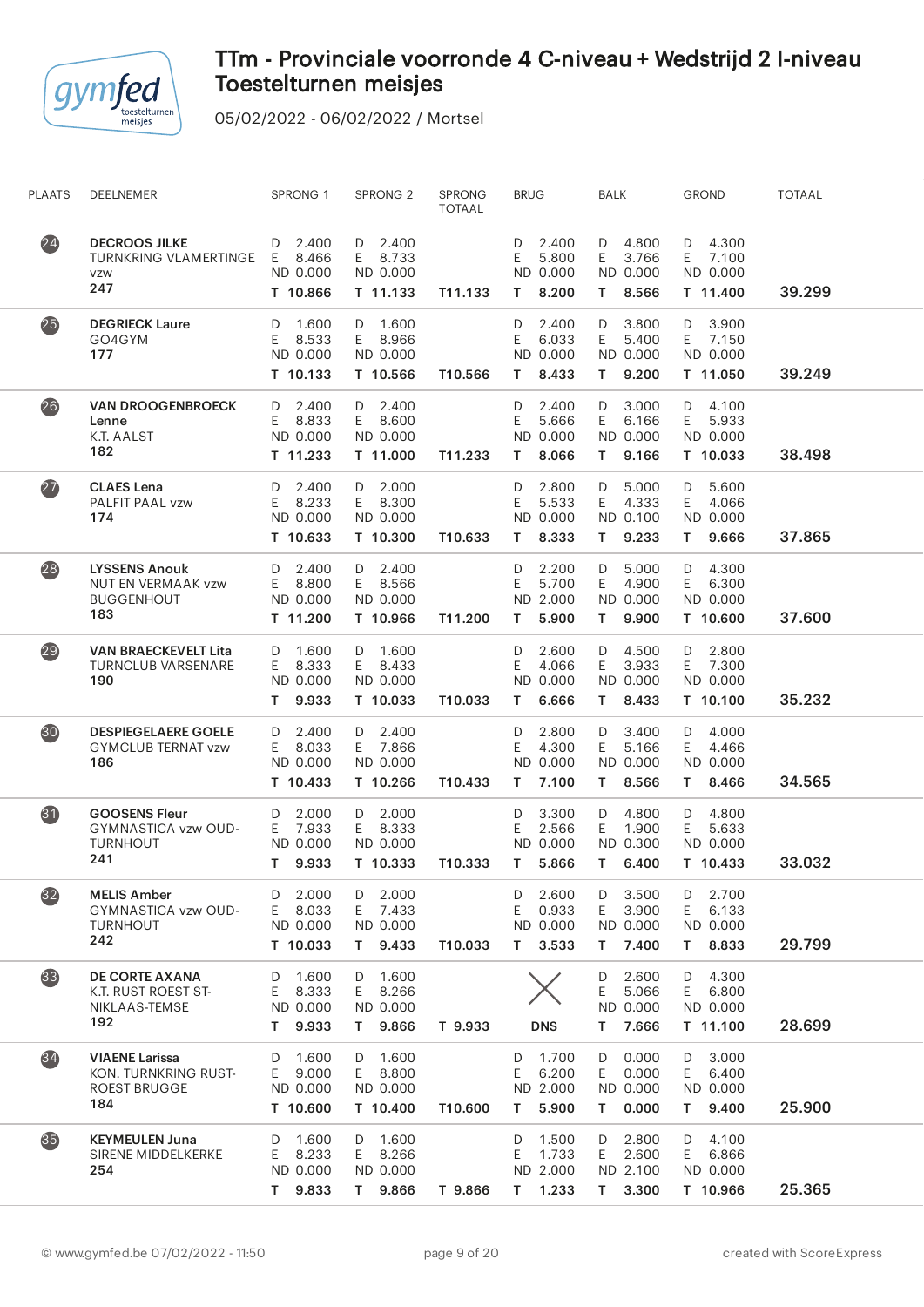# TTm - Provinciale voorronde 4 C-niveau + Wedstrijd 2 I-niveau Toestelturnen meisjes

05/02/2022 - 06/02/2022 / Mortsel

| PLAATS | DEELNEMER | SPRONG 1 | SPRONG 2 | SPRONG TOTAAL | BRUG | BALK | GROND | TOTAAL |
|---|---|---|---|---|---|---|---|---|
| 24 | **DECROOS JILKE** TURNKRING VLAMERTINGE vzw **247** | D 2.400 E 8.466 ND 0.000 **T 10.866** | D 2.400 E 8.733 ND 0.000 **T 11.133** | **T11.133** | D 2.400 E 5.800 ND 0.000 **T 8.200** | D 4.800 E 3.766 ND 0.000 **T 8.566** | D 4.300 E 7.100 ND 0.000 **T 11.400** | **39.299** |
| 25 | **DEGRIECK Laure** GO4GYM **177** | D 1.600 E 8.533 ND 0.000 **T 10.133** | D 1.600 E 8.966 ND 0.000 **T 10.566** | **T10.566** | D 2.400 E 6.033 ND 0.000 **T 8.433** | D 3.800 E 5.400 ND 0.000 **T 9.200** | D 3.900 E 7.150 ND 0.000 **T 11.050** | **39.249** |
| 26 | **VAN DROOGENBROECK Lenne** K.T. AALST **182** | D 2.400 E 8.833 ND 0.000 **T 11.233** | D 2.400 E 8.600 ND 0.000 **T 11.000** | **T11.233** | D 2.400 E 5.666 ND 0.000 **T 8.066** | D 3.000 E 6.166 ND 0.000 **T 9.166** | D 4.100 E 5.933 ND 0.000 **T 10.033** | **38.498** |
| 27 | **CLAES Lena** PALFIT PAAL vzw **174** | D 2.400 E 8.233 ND 0.000 **T 10.633** | D 2.000 E 8.300 ND 0.000 **T 10.300** | **T10.633** | D 2.800 E 5.533 ND 0.000 **T 8.333** | D 5.000 E 4.333 ND 0.100 **T 9.233** | D 5.600 E 4.066 ND 0.000 **T 9.666** | **37.865** |
| 28 | **LYSSENS Anouk** NUT EN VERMAAK vzw BUGGENHOUT **183** | D 2.400 E 8.800 ND 0.000 **T 11.200** | D 2.400 E 8.566 ND 0.000 **T 10.966** | **T11.200** | D 2.200 E 5.700 ND 2.000 **T 5.900** | D 5.000 E 4.900 ND 0.000 **T 9.900** | D 4.300 E 6.300 ND 0.000 **T 10.600** | **37.600** |
| 29 | **VAN BRAECKEVELT Lita** TURNCLUB VARSENARE **190** | D 1.600 E 8.333 ND 0.000 **T 9.933** | D 1.600 E 8.433 ND 0.000 **T 10.033** | **T10.033** | D 2.600 E 4.066 ND 0.000 **T 6.666** | D 4.500 E 3.933 ND 0.000 **T 8.433** | D 2.800 E 7.300 ND 0.000 **T 10.100** | **35.232** |
| 30 | **DESPIEGELAERE GOELE** GYMCLUB TERNAT vzw **186** | D 2.400 E 8.033 ND 0.000 **T 10.433** | D 2.400 E 7.866 ND 0.000 **T 10.266** | **T10.433** | D 2.800 E 4.300 ND 0.000 **T 7.100** | D 3.400 E 5.166 ND 0.000 **T 8.566** | D 4.000 E 4.466 ND 0.000 **T 8.466** | **34.565** |
| 31 | **GOOSENS Fleur** GYMNASTICA vzw OUD-TURNHOUT **241** | D 2.000 E 7.933 ND 0.000 **T 9.933** | D 2.000 E 8.333 ND 0.000 **T 10.333** | **T10.333** | D 3.300 E 2.566 ND 0.000 **T 5.866** | D 4.800 E 1.900 ND 0.300 **T 6.400** | D 4.800 E 5.633 ND 0.000 **T 10.433** | **33.032** |
| 32 | **MELIS Amber** GYMNASTICA vzw OUD-TURNHOUT **242** | D 2.000 E 8.033 ND 0.000 **T 10.033** | D 2.000 E 7.433 ND 0.000 **T 9.433** | **T10.033** | D 2.600 E 0.933 ND 0.000 **T 3.533** | D 3.500 E 3.900 ND 0.000 **T 7.400** | D 2.700 E 6.133 ND 0.000 **T 8.833** | **29.799** |
| 33 | **DE CORTE AXANA** K.T. RUST ROEST ST-NIKLAAS-TEMSE **192** | D 1.600 E 8.333 ND 0.000 **T 9.933** | D 1.600 E 8.266 ND 0.000 **T 9.866** | **T 9.933** | **DNS** | D 2.600 E 5.066 ND 0.000 **T 7.666** | D 4.300 E 6.800 ND 0.000 **T 11.100** | **28.699** |
| 34 | **VIAENE Larissa** KON. TURNKRING RUST-ROEST BRUGGE **184** | D 1.600 E 9.000 ND 0.000 **T 10.600** | D 1.600 E 8.800 ND 0.000 **T 10.400** | **T10.600** | D 1.700 E 6.200 ND 2.000 **T 5.900** | D 0.000 E 0.000 ND 0.000 **T 0.000** | D 3.000 E 6.400 ND 0.000 **T 9.400** | **25.900** |
| 35 | **KEYMEULEN Juna** SIRENE MIDDELKERKE **254** | D 1.600 E 8.233 ND 0.000 **T 9.833** | D 1.600 E 8.266 ND 0.000 **T 9.866** | **T 9.866** | D 1.500 E 1.733 ND 2.000 **T 1.233** | D 2.800 E 2.600 ND 2.100 **T 3.300** | D 4.100 E 6.866 ND 0.000 **T 10.966** | **25.365** |

© www.gymfed.be 07/02/2022 - 11:50 — created with ScoreExpress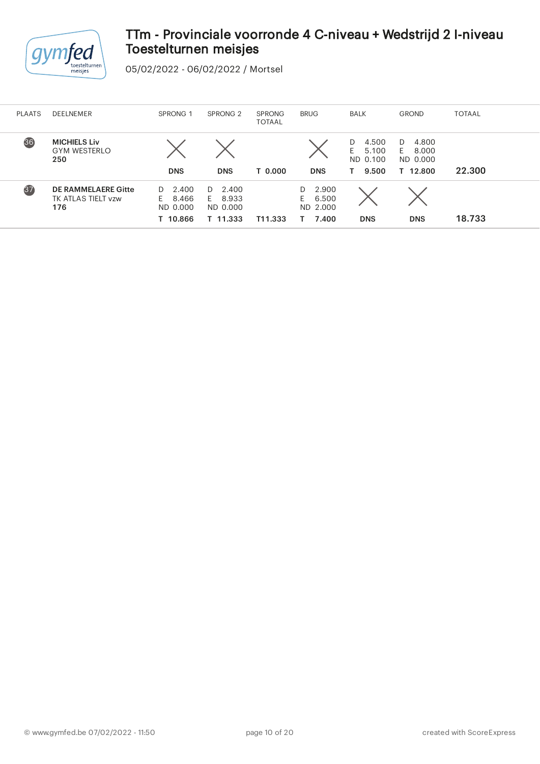# TTm - Provinciale voorronde 4 C-niveau + Wedstrijd 2 I-niveau Toestelturnen meisjes

05/02/2022 - 06/02/2022 / Mortsel

| PLAATS | DEELNEMER | SPRONG 1 | SPRONG 2 | SPRONG TOTAAL | BRUG | BALK | GROND | TOTAAL |
|---|---|---|---|---|---|---|---|---|
| 36 | **MICHIELS Liv** GYM WESTERLO **250** | **DNS** | **DNS** | **T 0.000** | **DNS** | D 4.500 E 5.100 ND 0.100 **T 9.500** | D 4.800 E 8.000 ND 0.000 **T 12.800** | **22.300** |
| 37 | **DE RAMMELAERE Gitte** TK ATLAS TIELT vzw **176** | D 2.400 E 8.466 ND 0.000 **T 10.866** | D 2.400 E 8.933 ND 0.000 **T 11.333** | **T11.333** | D 2.900 E 6.500 ND 2.000 **T 7.400** | **DNS** | **DNS** | **18.733** |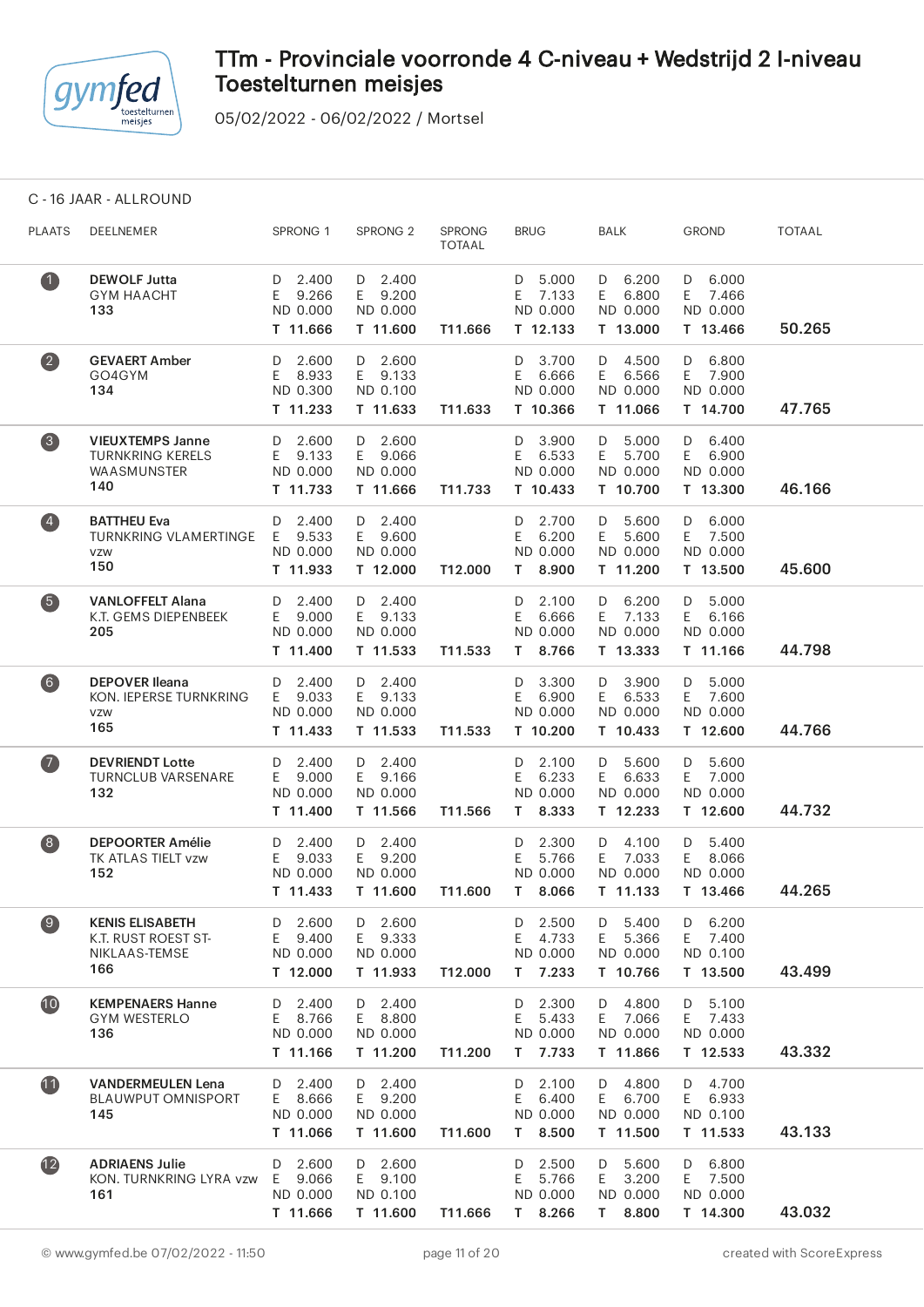# TTm - Provinciale voorronde 4 C-niveau + Wedstrijd 2 I-niveau Toestelturnen meisjes

05/02/2022 - 06/02/2022 / Mortsel

## C - 16 JAAR - ALLROUND

| PLAATS | DEELNEMER | SPRONG 1 | SPRONG 2 | SPRONG TOTAAL | BRUG | BALK | GROND | TOTAAL |
|---|---|---|---|---|---|---|---|---|
| 1 | **DEWOLF Jutta**<br>GYM HAACHT<br>**133** | D 2.400<br>E 9.266<br>ND 0.000<br>**T 11.666** | D 2.400<br>E 9.200<br>ND 0.000<br>**T 11.600** | **T11.666** | D 5.000<br>E 7.133<br>ND 0.000<br>**T 12.133** | D 6.200<br>E 6.800<br>ND 0.000<br>**T 13.000** | D 6.000<br>E 7.466<br>ND 0.000<br>**T 13.466** | **50.265** |
| 2 | **GEVAERT Amber**<br>GO4GYM<br>**134** | D 2.600<br>E 8.933<br>ND 0.300<br>**T 11.233** | D 2.600<br>E 9.133<br>ND 0.100<br>**T 11.633** | **T11.633** | D 3.700<br>E 6.666<br>ND 0.000<br>**T 10.366** | D 4.500<br>E 6.566<br>ND 0.000<br>**T 11.066** | D 6.800<br>E 7.900<br>ND 0.000<br>**T 14.700** | **47.765** |
| 3 | **VIEUXTEMPS Janne**<br>TURNKRING KERELS WAASMUNSTER<br>**140** | D 2.600<br>E 9.133<br>ND 0.000<br>**T 11.733** | D 2.600<br>E 9.066<br>ND 0.000<br>**T 11.666** | **T11.733** | D 3.900<br>E 6.533<br>ND 0.000<br>**T 10.433** | D 5.000<br>E 5.700<br>ND 0.000<br>**T 10.700** | D 6.400<br>E 6.900<br>ND 0.000<br>**T 13.300** | **46.166** |
| 4 | **BATTHEU Eva**<br>TURNKRING VLAMERTINGE VZW<br>**150** | D 2.400<br>E 9.533<br>ND 0.000<br>**T 11.933** | D 2.400<br>E 9.600<br>ND 0.000<br>**T 12.000** | **T12.000** | D 2.700<br>E 6.200<br>ND 0.000<br>**T 8.900** | D 5.600<br>E 5.600<br>ND 0.000<br>**T 11.200** | D 6.000<br>E 7.500<br>ND 0.000<br>**T 13.500** | **45.600** |
| 5 | **VANLOFFELT Alana**<br>K.T. GEMS DIEPENBEEK<br>**205** | D 2.400<br>E 9.000<br>ND 0.000<br>**T 11.400** | D 2.400<br>E 9.133<br>ND 0.000<br>**T 11.533** | **T11.533** | D 2.100<br>E 6.666<br>ND 0.000<br>**T 8.766** | D 6.200<br>E 7.133<br>ND 0.000<br>**T 13.333** | D 5.000<br>E 6.166<br>ND 0.000<br>**T 11.166** | **44.798** |
| 6 | **DEPOVER Ileana**<br>KON. IEPERSE TURNKRING VZW<br>**165** | D 2.400<br>E 9.033<br>ND 0.000<br>**T 11.433** | D 2.400<br>E 9.133<br>ND 0.000<br>**T 11.533** | **T11.533** | D 3.300<br>E 6.900<br>ND 0.000<br>**T 10.200** | D 3.900<br>E 6.533<br>ND 0.000<br>**T 10.433** | D 5.000<br>E 7.600<br>ND 0.000<br>**T 12.600** | **44.766** |
| 7 | **DEVRIENDT Lotte**<br>TURNCLUB VARSENARE<br>**132** | D 2.400<br>E 9.000<br>ND 0.000<br>**T 11.400** | D 2.400<br>E 9.166<br>ND 0.000<br>**T 11.566** | **T11.566** | D 2.100<br>E 6.233<br>ND 0.000<br>**T 8.333** | D 5.600<br>E 6.633<br>ND 0.000<br>**T 12.233** | D 5.600<br>E 7.000<br>ND 0.000<br>**T 12.600** | **44.732** |
| 8 | **DEPOORTER Amélie**<br>TK ATLAS TIELT vzw<br>**152** | D 2.400<br>E 9.033<br>ND 0.000<br>**T 11.433** | D 2.400<br>E 9.200<br>ND 0.000<br>**T 11.600** | **T11.600** | D 2.300<br>E 5.766<br>ND 0.000<br>**T 8.066** | D 4.100<br>E 7.033<br>ND 0.000<br>**T 11.133** | D 5.400<br>E 8.066<br>ND 0.000<br>**T 13.466** | **44.265** |
| 9 | **KENIS ELISABETH**<br>K.T. RUST ROEST ST-NIKLAAS-TEMSE<br>**166** | D 2.600<br>E 9.400<br>ND 0.000<br>**T 12.000** | D 2.600<br>E 9.333<br>ND 0.000<br>**T 11.933** | **T12.000** | D 2.500<br>E 4.733<br>ND 0.000<br>**T 7.233** | D 5.400<br>E 5.366<br>ND 0.000<br>**T 10.766** | D 6.200<br>E 7.400<br>ND 0.100<br>**T 13.500** | **43.499** |
| 10 | **KEMPENAERS Hanne**<br>GYM WESTERLO<br>**136** | D 2.400<br>E 8.766<br>ND 0.000<br>**T 11.166** | D 2.400<br>E 8.800<br>ND 0.000<br>**T 11.200** | **T11.200** | D 2.300<br>E 5.433<br>ND 0.000<br>**T 7.733** | D 4.800<br>E 7.066<br>ND 0.000<br>**T 11.866** | D 5.100<br>E 7.433<br>ND 0.000<br>**T 12.533** | **43.332** |
| 11 | **VANDERMEULEN Lena**<br>BLAUWPUT OMNISPORT<br>**145** | D 2.400<br>E 8.666<br>ND 0.000<br>**T 11.066** | D 2.400<br>E 9.200<br>ND 0.000<br>**T 11.600** | **T11.600** | D 2.100<br>E 6.400<br>ND 0.000<br>**T 8.500** | D 4.800<br>E 6.700<br>ND 0.000<br>**T 11.500** | D 4.700<br>E 6.933<br>ND 0.100<br>**T 11.533** | **43.133** |
| 12 | **ADRIAENS Julie**<br>KON. TURNKRING LYRA vzw<br>**161** | D 2.600<br>E 9.066<br>ND 0.000<br>**T 11.666** | D 2.600<br>E 9.100<br>ND 0.100<br>**T 11.600** | **T11.666** | D 2.500<br>E 5.766<br>ND 0.000<br>**T 8.266** | D 5.600<br>E 3.200<br>ND 0.000<br>**T 8.800** | D 6.800<br>E 7.500<br>ND 0.000<br>**T 14.300** | **43.032** |

© www.gymfed.be 07/02/2022 - 11:50 created with ScoreExpress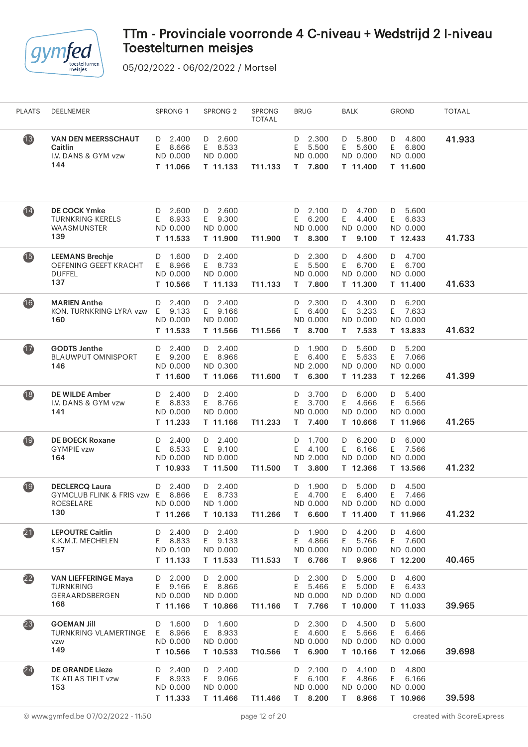# TTm - Provinciale voorronde 4 C-niveau + Wedstrijd 2 I-niveau
## Toestelturnen meisjes

05/02/2022 - 06/02/2022 / Mortsel

| PLAATS | DEELNEMER | SPRONG 1 | SPRONG 2 | SPRONG TOTAAL | BRUG | BALK | GROND | TOTAAL |
|---|---|---|---|---|---|---|---|---|
| 13 | **VAN DEN MEERSSCHAUT Caitlin** I.V. DANS & GYM vzw **144** | D 2.400 E 8.666 ND 0.000 **T 11.066** | D 2.600 E 8.533 ND 0.000 **T 11.133** | **T11.133** | D 2.300 E 5.500 ND 0.000 **T 7.800** | D 5.800 E 5.600 ND 0.000 **T 11.400** | D 4.800 E 6.800 ND 0.000 **T 11.600** | **41.933** |
| 14 | **DE COCK Ymke** TURNKRING KERELS WAASMUNSTER **139** | D 2.600 E 8.933 ND 0.000 **T 11.533** | D 2.600 E 9.300 ND 0.000 **T 11.900** | **T11.900** | D 2.100 E 6.200 ND 0.000 **T 8.300** | D 4.700 E 4.400 ND 0.000 **T 9.100** | D 5.600 E 6.833 ND 0.000 **T 12.433** | **41.733** |
| 15 | **LEEMANS Brechje** OEFENING GEEFT KRACHT DUFFEL **137** | D 1.600 E 8.966 ND 0.000 **T 10.566** | D 2.400 E 8.733 ND 0.000 **T 11.133** | **T11.133** | D 2.300 E 5.500 ND 0.000 **T 7.800** | D 4.600 E 6.700 ND 0.000 **T 11.300** | D 4.700 E 6.700 ND 0.000 **T 11.400** | **41.633** |
| 16 | **MARIEN Anthe** KON. TURNKRING LYRA vzw **160** | D 2.400 E 9.133 ND 0.000 **T 11.533** | D 2.400 E 9.166 ND 0.000 **T 11.566** | **T11.566** | D 2.300 E 6.400 ND 0.000 **T 8.700** | D 4.300 E 3.233 ND 0.000 **T 7.533** | D 6.200 E 7.633 ND 0.000 **T 13.833** | **41.632** |
| 17 | **GODTS Jenthe** BLAUWPUT OMNISPORT **146** | D 2.400 E 9.200 ND 0.000 **T 11.600** | D 2.400 E 8.966 ND 0.300 **T 11.066** | **T11.600** | D 1.900 E 6.400 ND 2.000 **T 6.300** | D 5.600 E 5.633 ND 0.000 **T 11.233** | D 5.200 E 7.066 ND 0.000 **T 12.266** | **41.399** |
| 18 | **DE WILDE Amber** I.V. DANS & GYM vzw **141** | D 2.400 E 8.833 ND 0.000 **T 11.233** | D 2.400 E 8.766 ND 0.000 **T 11.166** | **T11.233** | D 3.700 E 3.700 ND 0.000 **T 7.400** | D 6.000 E 4.666 ND 0.000 **T 10.666** | D 5.400 E 6.566 ND 0.000 **T 11.966** | **41.265** |
| 19 | **DE BOECK Roxane** GYMPIE vzw **164** | D 2.400 E 8.533 ND 0.000 **T 10.933** | D 2.400 E 9.100 ND 0.000 **T 11.500** | **T11.500** | D 1.700 E 4.100 ND 2.000 **T 3.800** | D 6.200 E 6.166 ND 0.000 **T 12.366** | D 6.000 E 7.566 ND 0.000 **T 13.566** | **41.232** |
| 19 | **DECLERCQ Laura** GYMCLUB FLINK & FRIS vzw ROESELARE **130** | D 2.400 E 8.866 ND 0.000 **T 11.266** | D 2.400 E 8.733 ND 1.000 **T 10.133** | **T11.266** | D 1.900 E 4.700 ND 0.000 **T 6.600** | D 5.000 E 6.400 ND 0.000 **T 11.400** | D 4.500 E 7.466 ND 0.000 **T 11.966** | **41.232** |
| 21 | **LEPOUTRE Caitlin** K.K.M.T. MECHELEN **157** | D 2.400 E 8.833 ND 0.100 **T 11.133** | D 2.400 E 9.133 ND 0.000 **T 11.533** | **T11.533** | D 1.900 E 4.866 ND 0.000 **T 6.766** | D 4.200 E 5.766 ND 0.000 **T 9.966** | D 4.600 E 7.600 ND 0.000 **T 12.200** | **40.465** |
| 22 | **VAN LIEFFERINGE Maya** TURNKRING GERAARDSBERGEN **168** | D 2.000 E 9.166 ND 0.000 **T 11.166** | D 2.000 E 8.866 ND 0.000 **T 10.866** | **T11.166** | D 2.300 E 5.466 ND 0.000 **T 7.766** | D 5.000 E 5.000 ND 0.000 **T 10.000** | D 4.600 E 6.433 ND 0.000 **T 11.033** | **39.965** |
| 23 | **GOEMAN Jill** TURNKRING VLAMERTINGE vzw **149** | D 1.600 E 8.966 ND 0.000 **T 10.566** | D 1.600 E 8.933 ND 0.000 **T 10.533** | **T10.566** | D 2.300 E 4.600 ND 0.000 **T 6.900** | D 4.500 E 5.666 ND 0.000 **T 10.166** | D 5.600 E 6.466 ND 0.000 **T 12.066** | **39.698** |
| 24 | **DE GRANDE Lieze** TK ATLAS TIELT vzw **153** | D 2.400 E 8.933 ND 0.000 **T 11.333** | D 2.400 E 9.066 ND 0.000 **T 11.466** | **T11.466** | D 2.100 E 6.100 ND 0.000 **T 8.200** | D 4.100 E 4.866 ND 0.000 **T 8.966** | D 4.800 E 6.166 ND 0.000 **T 10.966** | **39.598** |

© www.gymfed.be 07/02/2022 - 11:50 created with ScoreExpress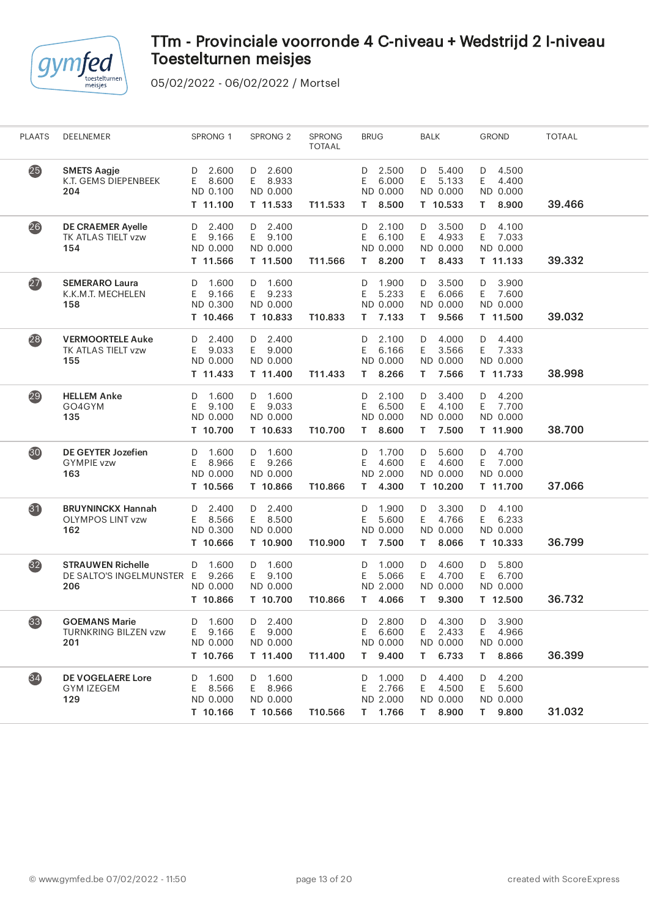# TTm - Provinciale voorronde 4 C-niveau + Wedstrijd 2 I-niveau Toestelturnen meisjes

05/02/2022 - 06/02/2022 / Mortsel

| PLAATS | DEELNEMER | SPRONG 1 | SPRONG 2 | SPRONG TOTAAL | BRUG | BALK | GROND | TOTAAL |
|---|---|---|---|---|---|---|---|---|
| 25 | **SMETS Aagje**<br>K.T. GEMS DIEPENBEEK<br>**204** | D 2.600<br>E 8.600<br>ND 0.100<br>**T 11.100** | D 2.600<br>E 8.933<br>ND 0.000<br>**T 11.533** | **T11.533** | D 2.500<br>E 6.000<br>ND 0.000<br>**T 8.500** | D 5.400<br>E 5.133<br>ND 0.000<br>**T 10.533** | D 4.500<br>E 4.400<br>ND 0.000<br>**T 8.900** | **39.466** |
| 26 | **DE CRAEMER Ayelle**<br>TK ATLAS TIELT vzw<br>**154** | D 2.400<br>E 9.166<br>ND 0.000<br>**T 11.566** | D 2.400<br>E 9.100<br>ND 0.000<br>**T 11.500** | **T11.566** | D 2.100<br>E 6.100<br>ND 0.000<br>**T 8.200** | D 3.500<br>E 4.933<br>ND 0.000<br>**T 8.433** | D 4.100<br>E 7.033<br>ND 0.000<br>**T 11.133** | **39.332** |
| 27 | **SEMERARO Laura**<br>K.K.M.T. MECHELEN<br>**158** | D 1.600<br>E 9.166<br>ND 0.300<br>**T 10.466** | D 1.600<br>E 9.233<br>ND 0.000<br>**T 10.833** | **T10.833** | D 1.900<br>E 5.233<br>ND 0.000<br>**T 7.133** | D 3.500<br>E 6.066<br>ND 0.000<br>**T 9.566** | D 3.900<br>E 7.600<br>ND 0.000<br>**T 11.500** | **39.032** |
| 28 | **VERMOORTELE Auke**<br>TK ATLAS TIELT vzw<br>**155** | D 2.400<br>E 9.033<br>ND 0.000<br>**T 11.433** | D 2.400<br>E 9.000<br>ND 0.000<br>**T 11.400** | **T11.433** | D 2.100<br>E 6.166<br>ND 0.000<br>**T 8.266** | D 4.000<br>E 3.566<br>ND 0.000<br>**T 7.566** | D 4.400<br>E 7.333<br>ND 0.000<br>**T 11.733** | **38.998** |
| 29 | **HELLEM Anke**<br>GO4GYM<br>**135** | D 1.600<br>E 9.100<br>ND 0.000<br>**T 10.700** | D 1.600<br>E 9.033<br>ND 0.000<br>**T 10.633** | **T10.700** | D 2.100<br>E 6.500<br>ND 0.000<br>**T 8.600** | D 3.400<br>E 4.100<br>ND 0.000<br>**T 7.500** | D 4.200<br>E 7.700<br>ND 0.000<br>**T 11.900** | **38.700** |
| 30 | **DE GEYTER Jozefien**<br>GYMPIE vzw<br>**163** | D 1.600<br>E 8.966<br>ND 0.000<br>**T 10.566** | D 1.600<br>E 9.266<br>ND 0.000<br>**T 10.866** | **T10.866** | D 1.700<br>E 4.600<br>ND 2.000<br>**T 4.300** | D 5.600<br>E 4.600<br>ND 0.000<br>**T 10.200** | D 4.700<br>E 7.000<br>ND 0.000<br>**T 11.700** | **37.066** |
| 31 | **BRUYNINCKX Hannah**<br>OLYMPOS LINT vzw<br>**162** | D 2.400<br>E 8.566<br>ND 0.300<br>**T 10.666** | D 2.400<br>E 8.500<br>ND 0.000<br>**T 10.900** | **T10.900** | D 1.900<br>E 5.600<br>ND 0.000<br>**T 7.500** | D 3.300<br>E 4.766<br>ND 0.000<br>**T 8.066** | D 4.100<br>E 6.233<br>ND 0.000<br>**T 10.333** | **36.799** |
| 32 | **STRAUWEN Richelle**<br>DE SALTO'S INGELMUNSTER<br>**206** | D 1.600<br>E 9.266<br>ND 0.000<br>**T 10.866** | D 1.600<br>E 9.100<br>ND 0.000<br>**T 10.700** | **T10.866** | D 1.000<br>E 5.066<br>ND 2.000<br>**T 4.066** | D 4.600<br>E 4.700<br>ND 0.000<br>**T 9.300** | D 5.800<br>E 6.700<br>ND 0.000<br>**T 12.500** | **36.732** |
| 33 | **GOEMANS Marie**<br>TURNKRING BILZEN vzw<br>**201** | D 1.600<br>E 9.166<br>ND 0.000<br>**T 10.766** | D 2.400<br>E 9.000<br>ND 0.000<br>**T 11.400** | **T11.400** | D 2.800<br>E 6.600<br>ND 0.000<br>**T 9.400** | D 4.300<br>E 2.433<br>ND 0.000<br>**T 6.733** | D 3.900<br>E 4.966<br>ND 0.000<br>**T 8.866** | **36.399** |
| 34 | **DE VOGELAERE Lore**<br>GYM IZEGEM<br>**129** | D 1.600<br>E 8.566<br>ND 0.000<br>**T 10.166** | D 1.600<br>E 8.966<br>ND 0.000<br>**T 10.566** | **T10.566** | D 1.000<br>E 2.766<br>ND 2.000<br>**T 1.766** | D 4.400<br>E 4.500<br>ND 0.000<br>**T 8.900** | D 4.200<br>E 5.600<br>ND 0.000<br>**T 9.800** | **31.032** |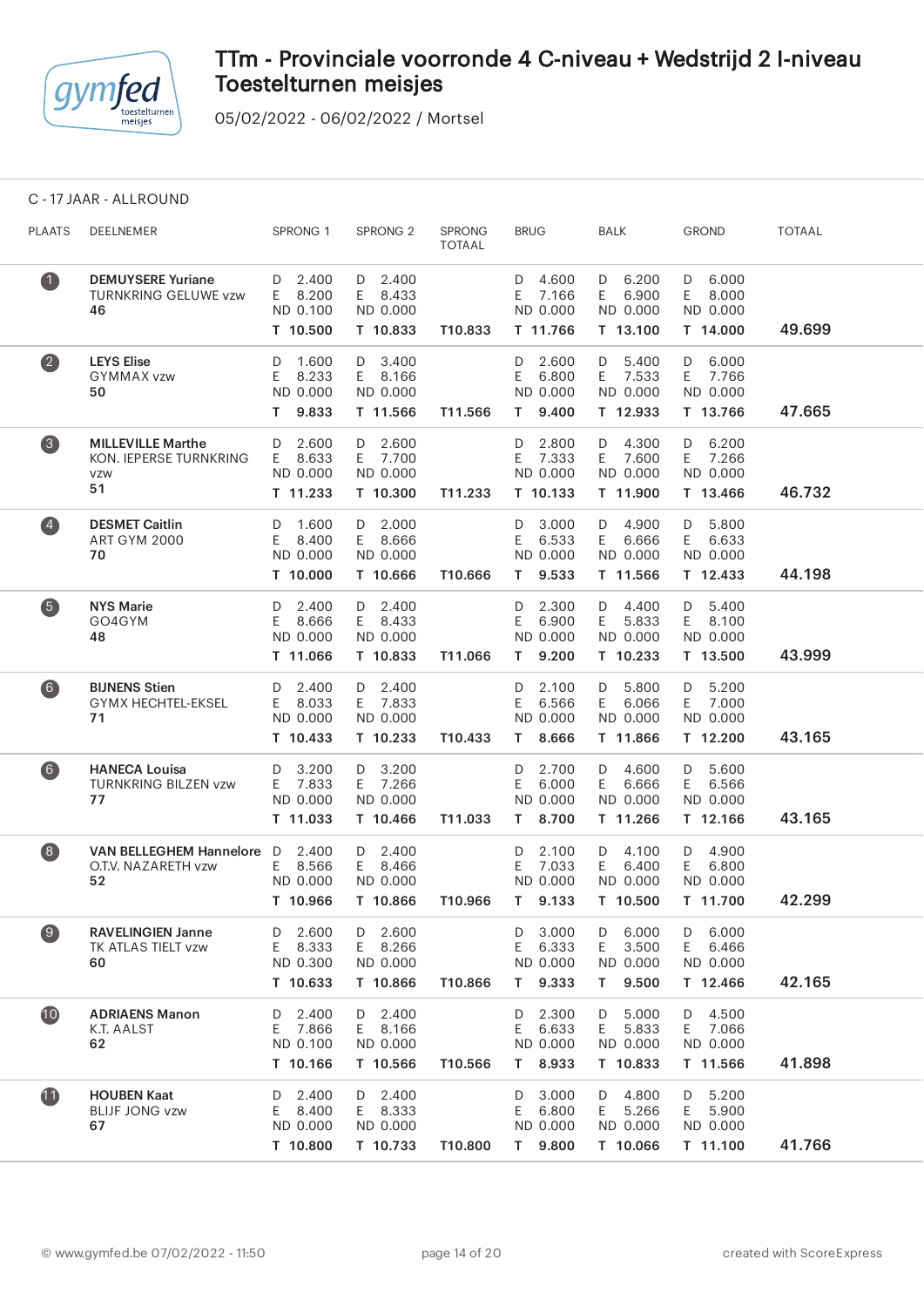# TTm - Provinciale voorronde 4 C-niveau + Wedstrijd 2 I-niveau Toestelturnen meisjes

05/02/2022 - 06/02/2022 / Mortsel

C - 17 JAAR - ALLROUND

| PLAATS | DEELNEMER | SPRONG 1 | SPRONG 2 | SPRONG TOTAAL | BRUG | BALK | GROND | TOTAAL |
|---|---|---|---|---|---|---|---|---|
| 1 | **DEMUYSERE Yuriane** TURNKRING GELUWE vzw **46** | D 2.400 E 8.200 ND 0.100 **T 10.500** | D 2.400 E 8.433 ND 0.000 **T 10.833** | **T10.833** | D 4.600 E 7.166 ND 0.000 **T 11.766** | D 6.200 E 6.900 ND 0.000 **T 13.100** | D 6.000 E 8.000 ND 0.000 **T 14.000** | **49.699** |
| 2 | **LEYS Elise** GYMMAX vzw **50** | D 1.600 E 8.233 ND 0.000 **T 9.833** | D 3.400 E 8.166 ND 0.000 **T 11.566** | **T11.566** | D 2.600 E 6.800 ND 0.000 **T 9.400** | D 5.400 E 7.533 ND 0.000 **T 12.933** | D 6.000 E 7.766 ND 0.000 **T 13.766** | **47.665** |
| 3 | **MILLEVILLE Marthe** KON. IEPERSE TURNKRING vzw **51** | D 2.600 E 8.633 ND 0.000 **T 11.233** | D 2.600 E 7.700 ND 0.000 **T 10.300** | **T11.233** | D 2.800 E 7.333 ND 0.000 **T 10.133** | D 4.300 E 7.600 ND 0.000 **T 11.900** | D 6.200 E 7.266 ND 0.000 **T 13.466** | **46.732** |
| 4 | **DESMET Caitlin** ART GYM 2000 **70** | D 1.600 E 8.400 ND 0.000 **T 10.000** | D 2.000 E 8.666 ND 0.000 **T 10.666** | **T10.666** | D 3.000 E 6.533 ND 0.000 **T 9.533** | D 4.900 E 6.666 ND 0.000 **T 11.566** | D 5.800 E 6.633 ND 0.000 **T 12.433** | **44.198** |
| 5 | **NYS Marie** GO4GYM **48** | D 2.400 E 8.666 ND 0.000 **T 11.066** | D 2.400 E 8.433 ND 0.000 **T 10.833** | **T11.066** | D 2.300 E 6.900 ND 0.000 **T 9.200** | D 4.400 E 5.833 ND 0.000 **T 10.233** | D 5.400 E 8.100 ND 0.000 **T 13.500** | **43.999** |
| 6 | **BIJNENS Stien** GYMX HECHTEL-EKSEL **71** | D 2.400 E 8.033 ND 0.000 **T 10.433** | D 2.400 E 7.833 ND 0.000 **T 10.233** | **T10.433** | D 2.100 E 6.566 ND 0.000 **T 8.666** | D 5.800 E 6.066 ND 0.000 **T 11.866** | D 5.200 E 7.000 ND 0.000 **T 12.200** | **43.165** |
| 6 | **HANECA Louisa** TURNKRING BILZEN vzw **77** | D 3.200 E 7.833 ND 0.000 **T 11.033** | D 3.200 E 7.266 ND 0.000 **T 10.466** | **T11.033** | D 2.700 E 6.000 ND 0.000 **T 8.700** | D 4.600 E 6.666 ND 0.000 **T 11.266** | D 5.600 E 6.566 ND 0.000 **T 12.166** | **43.165** |
| 8 | **VAN BELLEGHEM Hannelore** O.T.V. NAZARETH vzw **52** | D 2.400 E 8.566 ND 0.000 **T 10.966** | D 2.400 E 8.466 ND 0.000 **T 10.866** | **T10.966** | D 2.100 E 7.033 ND 0.000 **T 9.133** | D 4.100 E 6.400 ND 0.000 **T 10.500** | D 4.900 E 6.800 ND 0.000 **T 11.700** | **42.299** |
| 9 | **RAVELINGIEN Janne** TK ATLAS TIELT vzw **60** | D 2.600 E 8.333 ND 0.300 **T 10.633** | D 2.600 E 8.266 ND 0.000 **T 10.866** | **T10.866** | D 3.000 E 6.333 ND 0.000 **T 9.333** | D 6.000 E 3.500 ND 0.000 **T 9.500** | D 6.000 E 6.466 ND 0.000 **T 12.466** | **42.165** |
| 10 | **ADRIAENS Manon** K.T. AALST **62** | D 2.400 E 7.866 ND 0.100 **T 10.166** | D 2.400 E 8.166 ND 0.000 **T 10.566** | **T10.566** | D 2.300 E 6.633 ND 0.000 **T 8.933** | D 5.000 E 5.833 ND 0.000 **T 10.833** | D 4.500 E 7.066 ND 0.000 **T 11.566** | **41.898** |
| 11 | **HOUBEN Kaat** BLIJF JONG vzw **67** | D 2.400 E 8.400 ND 0.000 **T 10.800** | D 2.400 E 8.333 ND 0.000 **T 10.733** | **T10.800** | D 3.000 E 6.800 ND 0.000 **T 9.800** | D 4.800 E 5.266 ND 0.000 **T 10.066** | D 5.200 E 5.900 ND 0.000 **T 11.100** | **41.766** |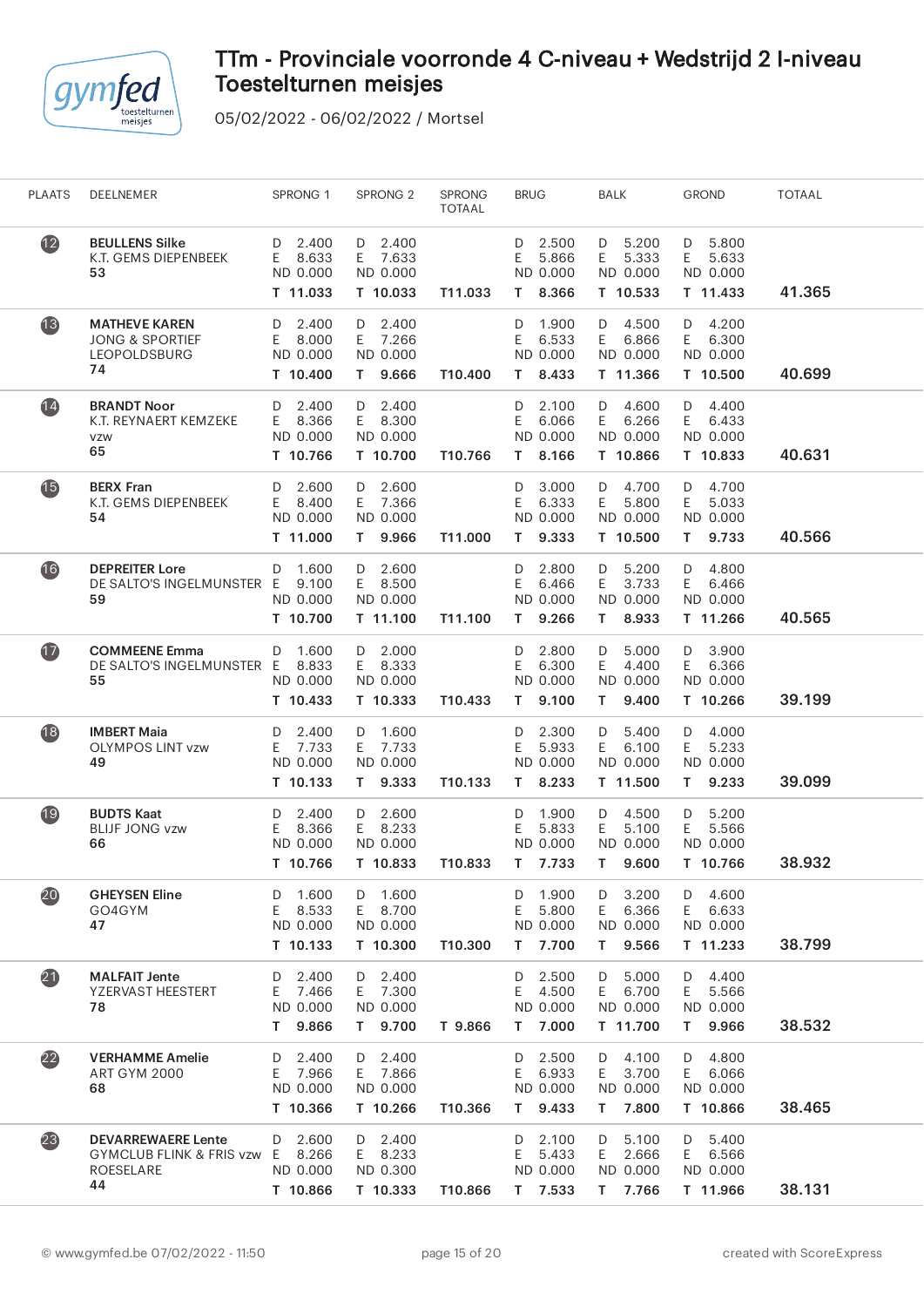# TTm - Provinciale voorronde 4 C-niveau + Wedstrijd 2 I-niveau Toestelturnen meisjes

05/02/2022 - 06/02/2022 / Mortsel

| PLAATS | DEELNEMER | SPRONG 1 | SPRONG 2 | SPRONG TOTAAL | BRUG | BALK | GROND | TOTAAL |
|---|---|---|---|---|---|---|---|---|
| 12 | **BEULLENS Silke** K.T. GEMS DIEPENBEEK **53** | D 2.400 E 8.633 ND 0.000 **T 11.033** | D 2.400 E 7.633 ND 0.000 **T 10.033** | **T11.033** | D 2.500 E 5.866 ND 0.000 **T 8.366** | D 5.200 E 5.333 ND 0.000 **T 10.533** | D 5.800 E 5.633 ND 0.000 **T 11.433** | **41.365** |
| 13 | **MATHEVE KAREN** JONG & SPORTIEF LEOPOLDSBURG **74** | D 2.400 E 8.000 ND 0.000 **T 10.400** | D 2.400 E 7.266 ND 0.000 **T 9.666** | **T10.400** | D 1.900 E 6.533 ND 0.000 **T 8.433** | D 4.500 E 6.866 ND 0.000 **T 11.366** | D 4.200 E 6.300 ND 0.000 **T 10.500** | **40.699** |
| 14 | **BRANDT Noor** K.T. REYNAERT KEMZEKE vzw **65** | D 2.400 E 8.366 ND 0.000 **T 10.766** | D 2.400 E 8.300 ND 0.000 **T 10.700** | **T10.766** | D 2.100 E 6.066 ND 0.000 **T 8.166** | D 4.600 E 6.266 ND 0.000 **T 10.866** | D 4.400 E 6.433 ND 0.000 **T 10.833** | **40.631** |
| 15 | **BERX Fran** K.T. GEMS DIEPENBEEK **54** | D 2.600 E 8.400 ND 0.000 **T 11.000** | D 2.600 E 7.366 ND 0.000 **T 9.966** | **T11.000** | D 3.000 E 6.333 ND 0.000 **T 9.333** | D 4.700 E 5.800 ND 0.000 **T 10.500** | D 4.700 E 5.033 ND 0.000 **T 9.733** | **40.566** |
| 16 | **DEPREITER Lore** DE SALTO'S INGELMUNSTER **59** | D 1.600 E 9.100 ND 0.000 **T 10.700** | D 2.600 E 8.500 ND 0.000 **T 11.100** | **T11.100** | D 2.800 E 6.466 ND 0.000 **T 9.266** | D 5.200 E 3.733 ND 0.000 **T 8.933** | D 4.800 E 6.466 ND 0.000 **T 11.266** | **40.565** |
| 17 | **COMMEENE Emma** DE SALTO'S INGELMUNSTER **55** | D 1.600 E 8.833 ND 0.000 **T 10.433** | D 2.000 E 8.333 ND 0.000 **T 10.333** | **T10.433** | D 2.800 E 6.300 ND 0.000 **T 9.100** | D 5.000 E 4.400 ND 0.000 **T 9.400** | D 3.900 E 6.366 ND 0.000 **T 10.266** | **39.199** |
| 18 | **IMBERT Maia** OLYMPOS LINT vzw **49** | D 2.400 E 7.733 ND 0.000 **T 10.133** | D 1.600 E 7.733 ND 0.000 **T 9.333** | **T10.133** | D 2.300 E 5.933 ND 0.000 **T 8.233** | D 5.400 E 6.100 ND 0.000 **T 11.500** | D 4.000 E 5.233 ND 0.000 **T 9.233** | **39.099** |
| 19 | **BUDTS Kaat** BLIJF JONG vzw **66** | D 2.400 E 8.366 ND 0.000 **T 10.766** | D 2.600 E 8.233 ND 0.000 **T 10.833** | **T10.833** | D 1.900 E 5.833 ND 0.000 **T 7.733** | D 4.500 E 5.100 ND 0.000 **T 9.600** | D 5.200 E 5.566 ND 0.000 **T 10.766** | **38.932** |
| 20 | **GHEYSEN Eline** GO4GYM **47** | D 1.600 E 8.533 ND 0.000 **T 10.133** | D 1.600 E 8.700 ND 0.000 **T 10.300** | **T10.300** | D 1.900 E 5.800 ND 0.000 **T 7.700** | D 3.200 E 6.366 ND 0.000 **T 9.566** | D 4.600 E 6.633 ND 0.000 **T 11.233** | **38.799** |
| 21 | **MALFAIT Jente** YZERVAST HEESTERT **78** | D 2.400 E 7.466 ND 0.000 **T 9.866** | D 2.400 E 7.300 ND 0.000 **T 9.700** | **T 9.866** | D 2.500 E 4.500 ND 0.000 **T 7.000** | D 5.000 E 6.700 ND 0.000 **T 11.700** | D 4.400 E 5.566 ND 0.000 **T 9.966** | **38.532** |
| 22 | **VERHAMME Amelie** ART GYM 2000 **68** | D 2.400 E 7.966 ND 0.000 **T 10.366** | D 2.400 E 7.866 ND 0.000 **T 10.266** | **T10.366** | D 2.500 E 6.933 ND 0.000 **T 9.433** | D 4.100 E 3.700 ND 0.000 **T 7.800** | D 4.800 E 6.066 ND 0.000 **T 10.866** | **38.465** |
| 23 | **DEVARREWAERE Lente** GYMCLUB FLINK & FRIS vzw ROESELARE **44** | D 2.600 E 8.266 ND 0.000 **T 10.866** | D 2.400 E 8.233 ND 0.300 **T 10.333** | **T10.866** | D 2.100 E 5.433 ND 0.000 **T 7.533** | D 5.100 E 2.666 ND 0.000 **T 7.766** | D 5.400 E 6.566 ND 0.000 **T 11.966** | **38.131** |

© www.gymfed.be 07/02/2022 - 11:50 created with ScoreExpress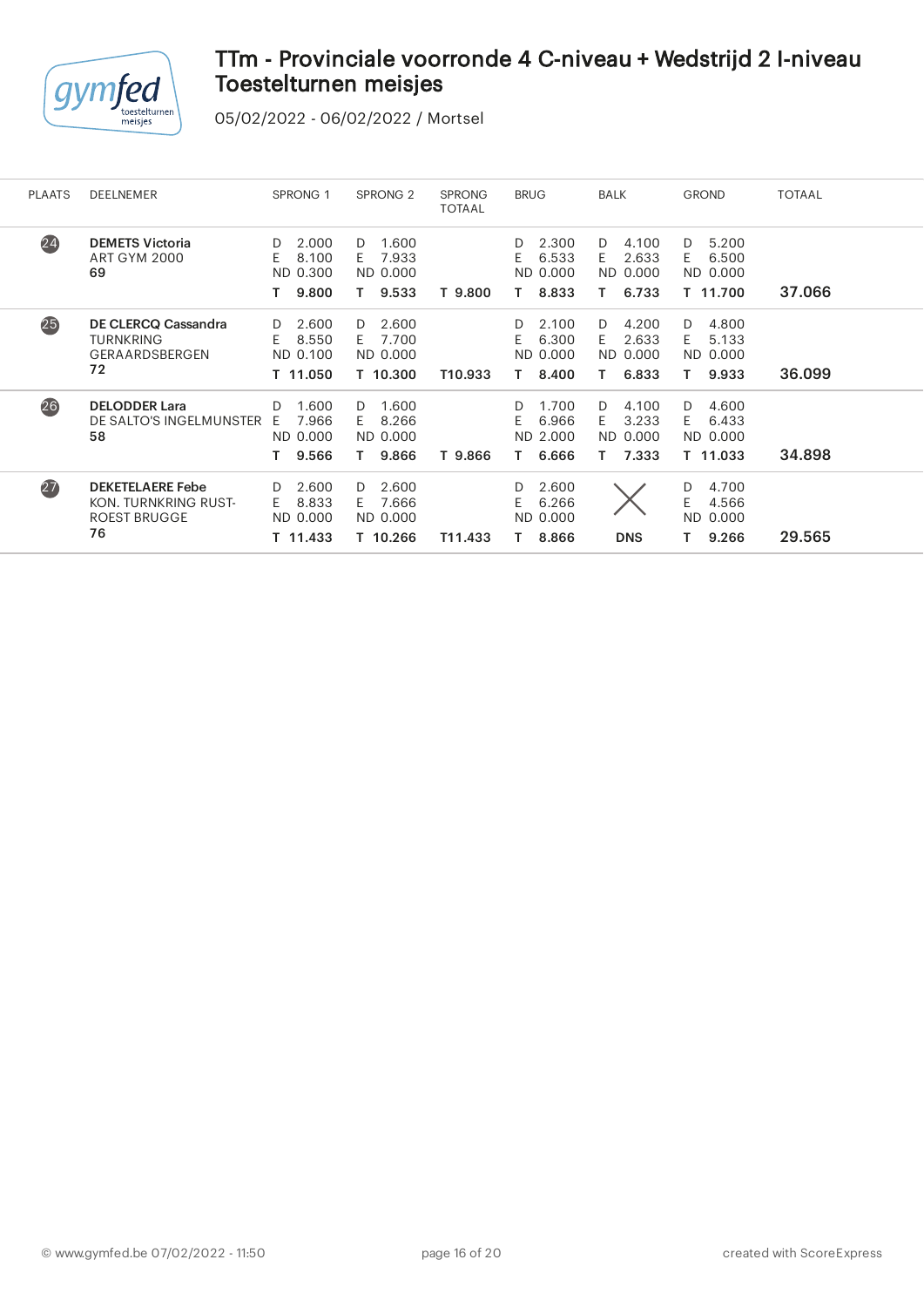# TTm - Provinciale voorronde 4 C-niveau + Wedstrijd 2 I-niveau Toestelturnen meisjes

05/02/2022 - 06/02/2022 / Mortsel

| PLAATS | DEELNEMER | SPRONG 1 | SPRONG 2 | SPRONG TOTAAL | BRUG | BALK | GROND | TOTAAL |
|---|---|---|---|---|---|---|---|---|
| 24 | **DEMETS Victoria**<br>ART GYM 2000<br>**69** | D 2.000<br>E 8.100<br>ND 0.300<br>**T 9.800** | D 1.600<br>E 7.933<br>ND 0.000<br>**T 9.533** | **T 9.800** | D 2.300<br>E 6.533<br>ND 0.000<br>**T 8.833** | D 4.100<br>E 2.633<br>ND 0.000<br>**T 6.733** | D 5.200<br>E 6.500<br>ND 0.000<br>**T 11.700** | **37.066** |
| 25 | **DE CLERCQ Cassandra**<br>TURNKRING GERAARDSBERGEN<br>**72** | D 2.600<br>E 8.550<br>ND 0.100<br>**T 11.050** | D 2.600<br>E 7.700<br>ND 0.000<br>**T 10.300** | **T10.933** | D 2.100<br>E 6.300<br>ND 0.000<br>**T 8.400** | D 4.200<br>E 2.633<br>ND 0.000<br>**T 6.833** | D 4.800<br>E 5.133<br>ND 0.000<br>**T 9.933** | **36.099** |
| 26 | **DELODDER Lara**<br>DE SALTO'S INGELMUNSTER<br>**58** | D 1.600<br>E 7.966<br>ND 0.000<br>**T 9.566** | D 1.600<br>E 8.266<br>ND 0.000<br>**T 9.866** | **T 9.866** | D 1.700<br>E 6.966<br>ND 2.000<br>**T 6.666** | D 4.100<br>E 3.233<br>ND 0.000<br>**T 7.333** | D 4.600<br>E 6.433<br>ND 0.000<br>**T 11.033** | **34.898** |
| 27 | **DEKETELAERE Febe**<br>KON. TURNKRING RUST-ROEST BRUGGE<br>**76** | D 2.600<br>E 8.833<br>ND 0.000<br>**T 11.433** | D 2.600<br>E 7.666<br>ND 0.000<br>**T 10.266** | **T11.433** | D 2.600<br>E 6.266<br>ND 0.000<br>**T 8.866** | **DNS** | D 4.700<br>E 4.566<br>ND 0.000<br>**T 9.266** | **29.565** |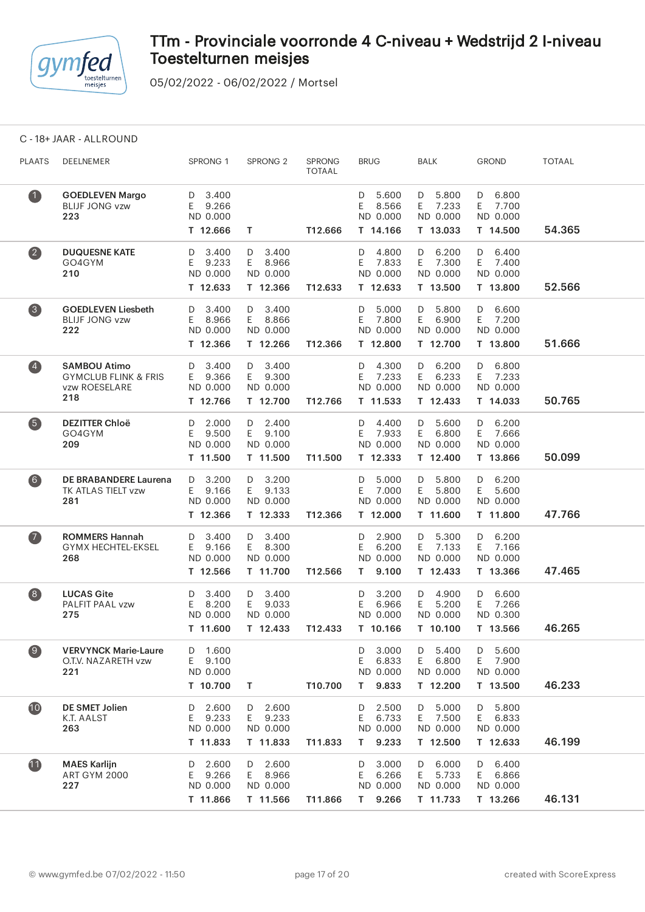# TTm - Provinciale voorronde 4 C-niveau + Wedstrijd 2 I-niveau Toestelturnen meisjes

05/02/2022 - 06/02/2022 / Mortsel

C - 18+ JAAR - ALLROUND

| PLAATS | DEELNEMER | SPRONG 1 | SPRONG 2 | SPRONG TOTAAL | BRUG | BALK | GROND | TOTAAL |
|---|---|---|---|---|---|---|---|---|
| 1 | **GOEDLEVEN Margo** BLIJF JONG vzw **223** | D 3.400 E 9.266 ND 0.000 **T 12.666** | **T** | **T12.666** | D 5.600 E 8.566 ND 0.000 **T 14.166** | D 5.800 E 7.233 ND 0.000 **T 13.033** | D 6.800 E 7.700 ND 0.000 **T 14.500** | **54.365** |
| 2 | **DUQUESNE KATE** GO4GYM **210** | D 3.400 E 9.233 ND 0.000 **T 12.633** | D 3.400 E 8.966 ND 0.000 **T 12.366** | **T12.633** | D 4.800 E 7.833 ND 0.000 **T 12.633** | D 6.200 E 7.300 ND 0.000 **T 13.500** | D 6.400 E 7.400 ND 0.000 **T 13.800** | **52.566** |
| 3 | **GOEDLEVEN Liesbeth** BLIJF JONG vzw **222** | D 3.400 E 8.966 ND 0.000 **T 12.366** | D 3.400 E 8.866 ND 0.000 **T 12.266** | **T12.366** | D 5.000 E 7.800 ND 0.000 **T 12.800** | D 5.800 E 6.900 ND 0.000 **T 12.700** | D 6.600 E 7.200 ND 0.000 **T 13.800** | **51.666** |
| 4 | **SAMBOU Atimo** GYMCLUB FLINK & FRIS vzw ROESELARE **218** | D 3.400 E 9.366 ND 0.000 **T 12.766** | D 3.400 E 9.300 ND 0.000 **T 12.700** | **T12.766** | D 4.300 E 7.233 ND 0.000 **T 11.533** | D 6.200 E 6.233 ND 0.000 **T 12.433** | D 6.800 E 7.233 ND 0.000 **T 14.033** | **50.765** |
| 5 | **DEZITTER Chloë** GO4GYM **209** | D 2.000 E 9.500 ND 0.000 **T 11.500** | D 2.400 E 9.100 ND 0.000 **T 11.500** | **T11.500** | D 4.400 E 7.933 ND 0.000 **T 12.333** | D 5.600 E 6.800 ND 0.000 **T 12.400** | D 6.200 E 7.666 ND 0.000 **T 13.866** | **50.099** |
| 6 | **DE BRABANDERE Laurena** TK ATLAS TIELT vzw **281** | D 3.200 E 9.166 ND 0.000 **T 12.366** | D 3.200 E 9.133 ND 0.000 **T 12.333** | **T12.366** | D 5.000 E 7.000 ND 0.000 **T 12.000** | D 5.800 E 5.800 ND 0.000 **T 11.600** | D 6.200 E 5.600 ND 0.000 **T 11.800** | **47.766** |
| 7 | **ROMMERS Hannah** GYMX HECHTEL-EKSEL **268** | D 3.400 E 9.166 ND 0.000 **T 12.566** | D 3.400 E 8.300 ND 0.000 **T 11.700** | **T12.566** | D 2.900 E 6.200 ND 0.000 **T 9.100** | D 5.300 E 7.133 ND 0.000 **T 12.433** | D 6.200 E 7.166 ND 0.000 **T 13.366** | **47.465** |
| 8 | **LUCAS Gite** PALFIT PAAL vzw **275** | D 3.400 E 8.200 ND 0.000 **T 11.600** | D 3.400 E 9.033 ND 0.000 **T 12.433** | **T12.433** | D 3.200 E 6.966 ND 0.000 **T 10.166** | D 4.900 E 5.200 ND 0.000 **T 10.100** | D 6.600 E 7.266 ND 0.300 **T 13.566** | **46.265** |
| 9 | **VERVYNCK Marie-Laure** O.T.V. NAZARETH vzw **221** | D 1.600 E 9.100 ND 0.000 **T 10.700** | **T** | **T10.700** | D 3.000 E 6.833 ND 0.000 **T 9.833** | D 5.400 E 6.800 ND 0.000 **T 12.200** | D 5.600 E 7.900 ND 0.000 **T 13.500** | **46.233** |
| 10 | **DE SMET Jolien** K.T. AALST **263** | D 2.600 E 9.233 ND 0.000 **T 11.833** | D 2.600 E 9.233 ND 0.000 **T 11.833** | **T11.833** | D 2.500 E 6.733 ND 0.000 **T 9.233** | D 5.000 E 7.500 ND 0.000 **T 12.500** | D 5.800 E 6.833 ND 0.000 **T 12.633** | **46.199** |
| 11 | **MAES Karlijn** ART GYM 2000 **227** | D 2.600 E 9.266 ND 0.000 **T 11.866** | D 2.600 E 8.966 ND 0.000 **T 11.566** | **T11.866** | D 3.000 E 6.266 ND 0.000 **T 9.266** | D 6.000 E 5.733 ND 0.000 **T 11.733** | D 6.400 E 6.866 ND 0.000 **T 13.266** | **46.131** |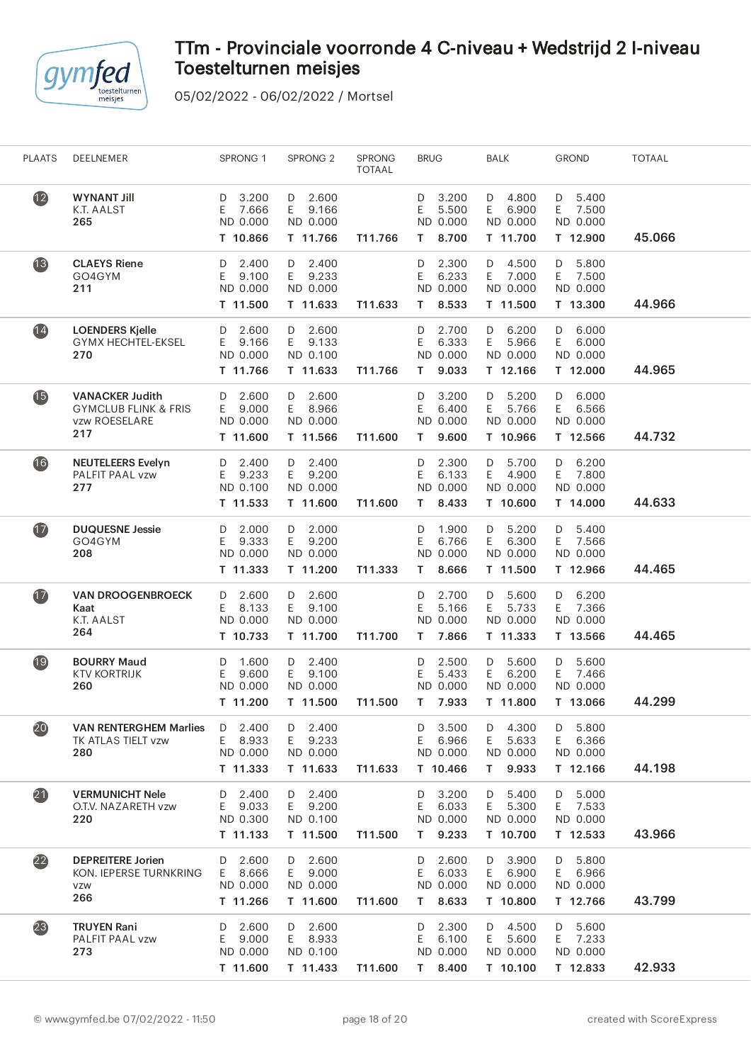# TTm - Provinciale voorronde 4 C-niveau + Wedstrijd 2 I-niveau Toestelturnen meisjes

05/02/2022 - 06/02/2022 / Mortsel

| PLAATS | DEELNEMER | SPRONG 1 | SPRONG 2 | SPRONG TOTAAL | BRUG | BALK | GROND | TOTAAL |
|---|---|---|---|---|---|---|---|---|
| 12 | **WYNANT Jill** K.T. AALST **265** | D 3.200 E 7.666 ND 0.000 **T 10.866** | D 2.600 E 9.166 ND 0.000 **T 11.766** | **T11.766** | D 3.200 E 5.500 ND 0.000 **T 8.700** | D 4.800 E 6.900 ND 0.000 **T 11.700** | D 5.400 E 7.500 ND 0.000 **T 12.900** | **45.066** |
| 13 | **CLAEYS Riene** GO4GYM **211** | D 2.400 E 9.100 ND 0.000 **T 11.500** | D 2.400 E 9.233 ND 0.000 **T 11.633** | **T11.633** | D 2.300 E 6.233 ND 0.000 **T 8.533** | D 4.500 E 7.000 ND 0.000 **T 11.500** | D 5.800 E 7.500 ND 0.000 **T 13.300** | **44.966** |
| 14 | **LOENDERS Kjelle** GYMX HECHTEL-EKSEL **270** | D 2.600 E 9.166 ND 0.000 **T 11.766** | D 2.600 E 9.133 ND 0.100 **T 11.633** | **T11.766** | D 2.700 E 6.333 ND 0.000 **T 9.033** | D 6.200 E 5.966 ND 0.000 **T 12.166** | D 6.000 E 6.000 ND 0.000 **T 12.000** | **44.965** |
| 15 | **VANACKER Judith** GYMCLUB FLINK & FRIS vzw ROESELARE **217** | D 2.600 E 9.000 ND 0.000 **T 11.600** | D 2.600 E 8.966 ND 0.000 **T 11.566** | **T11.600** | D 3.200 E 6.400 ND 0.000 **T 9.600** | D 5.200 E 5.766 ND 0.000 **T 10.966** | D 6.000 E 6.566 ND 0.000 **T 12.566** | **44.732** |
| 16 | **NEUTELEERS Evelyn** PALFIT PAAL vzw **277** | D 2.400 E 9.233 ND 0.100 **T 11.533** | D 2.400 E 9.200 ND 0.000 **T 11.600** | **T11.600** | D 2.300 E 6.133 ND 0.000 **T 8.433** | D 5.700 E 4.900 ND 0.000 **T 10.600** | D 6.200 E 7.800 ND 0.000 **T 14.000** | **44.633** |
| 17 | **DUQUESNE Jessie** GO4GYM **208** | D 2.000 E 9.333 ND 0.000 **T 11.333** | D 2.000 E 9.200 ND 0.000 **T 11.200** | **T11.333** | D 1.900 E 6.766 ND 0.000 **T 8.666** | D 5.200 E 6.300 ND 0.000 **T 11.500** | D 5.400 E 7.566 ND 0.000 **T 12.966** | **44.465** |
| 17 | **VAN DROOGENBROECK Kaat** K.T. AALST **264** | D 2.600 E 8.133 ND 0.000 **T 10.733** | D 2.600 E 9.100 ND 0.000 **T 11.700** | **T11.700** | D 2.700 E 5.166 ND 0.000 **T 7.866** | D 5.600 E 5.733 ND 0.000 **T 11.333** | D 6.200 E 7.366 ND 0.000 **T 13.566** | **44.465** |
| 19 | **BOURRY Maud** KTV KORTRIJK **260** | D 1.600 E 9.600 ND 0.000 **T 11.200** | D 2.400 E 9.100 ND 0.000 **T 11.500** | **T11.500** | D 2.500 E 5.433 ND 0.000 **T 7.933** | D 5.600 E 6.200 ND 0.000 **T 11.800** | D 5.600 E 7.466 ND 0.000 **T 13.066** | **44.299** |
| 20 | **VAN RENTERGHEM Marlies** TK ATLAS TIELT vzw **280** | D 2.400 E 8.933 ND 0.000 **T 11.333** | D 2.400 E 9.233 ND 0.000 **T 11.633** | **T11.633** | D 3.500 E 6.966 ND 0.000 **T 10.466** | D 4.300 E 5.633 ND 0.000 **T 9.933** | D 5.800 E 6.366 ND 0.000 **T 12.166** | **44.198** |
| 21 | **VERMUNICHT Nele** O.T.V. NAZARETH vzw **220** | D 2.400 E 9.033 ND 0.300 **T 11.133** | D 2.400 E 9.200 ND 0.100 **T 11.500** | **T11.500** | D 3.200 E 6.033 ND 0.000 **T 9.233** | D 5.400 E 5.300 ND 0.000 **T 10.700** | D 5.000 E 7.533 ND 0.000 **T 12.533** | **43.966** |
| 22 | **DEPREITERE Jorien** KON. IEPERSE TURNKRING vzw **266** | D 2.600 E 8.666 ND 0.000 **T 11.266** | D 2.600 E 9.000 ND 0.000 **T 11.600** | **T11.600** | D 2.600 E 6.033 ND 0.000 **T 8.633** | D 3.900 E 6.900 ND 0.000 **T 10.800** | D 5.800 E 6.966 ND 0.000 **T 12.766** | **43.799** |
| 23 | **TRUYEN Rani** PALFIT PAAL vzw **273** | D 2.600 E 9.000 ND 0.000 **T 11.600** | D 2.600 E 8.933 ND 0.100 **T 11.433** | **T11.600** | D 2.300 E 6.100 ND 0.000 **T 8.400** | D 4.500 E 5.600 ND 0.000 **T 10.100** | D 5.600 E 7.233 ND 0.000 **T 12.833** | **42.933** |

© www.gymfed.be 07/02/2022 - 11:50 — created with ScoreExpress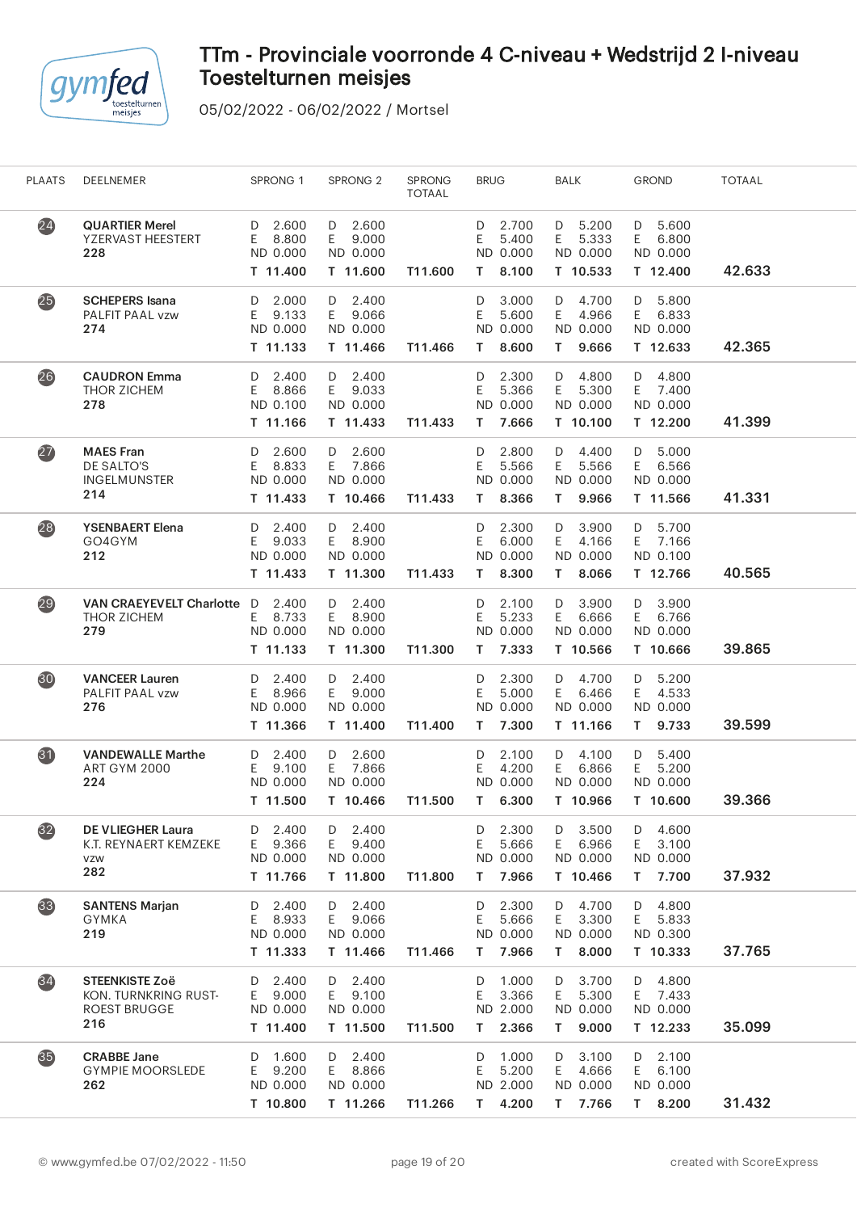# TTm - Provinciale voorronde 4 C-niveau + Wedstrijd 2 I-niveau Toestelturnen meisjes

05/02/2022 - 06/02/2022 / Mortsel

| PLAATS | DEELNEMER | SPRONG 1 | SPRONG 2 | SPRONG TOTAAL | BRUG | BALK | GROND | TOTAAL |
|---|---|---|---|---|---|---|---|---|
| 24 | **QUARTIER Merel**<br>YZERVAST HEESTERT<br>**228** | D 2.600<br>E 8.800<br>ND 0.000<br>**T 11.400** | D 2.600<br>E 9.000<br>ND 0.000<br>**T 11.600** | **T11.600** | D 2.700<br>E 5.400<br>ND 0.000<br>**T 8.100** | D 5.200<br>E 5.333<br>ND 0.000<br>**T 10.533** | D 5.600<br>E 6.800<br>ND 0.000<br>**T 12.400** | **42.633** |
| 25 | **SCHEPERS Isana**<br>PALFIT PAAL vzw<br>**274** | D 2.000<br>E 9.133<br>ND 0.000<br>**T 11.133** | D 2.400<br>E 9.066<br>ND 0.000<br>**T 11.466** | **T11.466** | D 3.000<br>E 5.600<br>ND 0.000<br>**T 8.600** | D 4.700<br>E 4.966<br>ND 0.000<br>**T 9.666** | D 5.800<br>E 6.833<br>ND 0.000<br>**T 12.633** | **42.365** |
| 26 | **CAUDRON Emma**<br>THOR ZICHEM<br>**278** | D 2.400<br>E 8.866<br>ND 0.100<br>**T 11.166** | D 2.400<br>E 9.033<br>ND 0.000<br>**T 11.433** | **T11.433** | D 2.300<br>E 5.366<br>ND 0.000<br>**T 7.666** | D 4.800<br>E 5.300<br>ND 0.000<br>**T 10.100** | D 4.800<br>E 7.400<br>ND 0.000<br>**T 12.200** | **41.399** |
| 27 | **MAES Fran**<br>DE SALTO'S INGELMUNSTER<br>**214** | D 2.600<br>E 8.833<br>ND 0.000<br>**T 11.433** | D 2.600<br>E 7.866<br>ND 0.000<br>**T 10.466** | **T11.433** | D 2.800<br>E 5.566<br>ND 0.000<br>**T 8.366** | D 4.400<br>E 5.566<br>ND 0.000<br>**T 9.966** | D 5.000<br>E 6.566<br>ND 0.000<br>**T 11.566** | **41.331** |
| 28 | **YSENBAERT Elena**<br>GO4GYM<br>**212** | D 2.400<br>E 9.033<br>ND 0.000<br>**T 11.433** | D 2.400<br>E 8.900<br>ND 0.000<br>**T 11.300** | **T11.433** | D 2.300<br>E 6.000<br>ND 0.000<br>**T 8.300** | D 3.900<br>E 4.166<br>ND 0.000<br>**T 8.066** | D 5.700<br>E 7.166<br>ND 0.100<br>**T 12.766** | **40.565** |
| 29 | **VAN CRAEYEVELT Charlotte**<br>THOR ZICHEM<br>**279** | D 2.400<br>E 8.733<br>ND 0.000<br>**T 11.133** | D 2.400<br>E 8.900<br>ND 0.000<br>**T 11.300** | **T11.300** | D 2.100<br>E 5.233<br>ND 0.000<br>**T 7.333** | D 3.900<br>E 6.666<br>ND 0.000<br>**T 10.566** | D 3.900<br>E 6.766<br>ND 0.000<br>**T 10.666** | **39.865** |
| 30 | **VANCEER Lauren**<br>PALFIT PAAL vzw<br>**276** | D 2.400<br>E 8.966<br>ND 0.000<br>**T 11.366** | D 2.400<br>E 9.000<br>ND 0.000<br>**T 11.400** | **T11.400** | D 2.300<br>E 5.000<br>ND 0.000<br>**T 7.300** | D 4.700<br>E 6.466<br>ND 0.000<br>**T 11.166** | D 5.200<br>E 4.533<br>ND 0.000<br>**T 9.733** | **39.599** |
| 31 | **VANDEWALLE Marthe**<br>ART GYM 2000<br>**224** | D 2.400<br>E 9.100<br>ND 0.000<br>**T 11.500** | D 2.600<br>E 7.866<br>ND 0.000<br>**T 10.466** | **T11.500** | D 2.100<br>E 4.200<br>ND 0.000<br>**T 6.300** | D 4.100<br>E 6.866<br>ND 0.000<br>**T 10.966** | D 5.400<br>E 5.200<br>ND 0.000<br>**T 10.600** | **39.366** |
| 32 | **DE VLIEGHER Laura**<br>K.T. REYNAERT KEMZEKE vzw<br>**282** | D 2.400<br>E 9.366<br>ND 0.000<br>**T 11.766** | D 2.400<br>E 9.400<br>ND 0.000<br>**T 11.800** | **T11.800** | D 2.300<br>E 5.666<br>ND 0.000<br>**T 7.966** | D 3.500<br>E 6.966<br>ND 0.000<br>**T 10.466** | D 4.600<br>E 3.100<br>ND 0.000<br>**T 7.700** | **37.932** |
| 33 | **SANTENS Marjan**<br>GYMKA<br>**219** | D 2.400<br>E 8.933<br>ND 0.000<br>**T 11.333** | D 2.400<br>E 9.066<br>ND 0.000<br>**T 11.466** | **T11.466** | D 2.300<br>E 5.666<br>ND 0.000<br>**T 7.966** | D 4.700<br>E 3.300<br>ND 0.000<br>**T 8.000** | D 4.800<br>E 5.833<br>ND 0.300<br>**T 10.333** | **37.765** |
| 34 | **STEENKISTE Zoë**<br>KON. TURNKRING RUST-ROEST BRUGGE<br>**216** | D 2.400<br>E 9.000<br>ND 0.000<br>**T 11.400** | D 2.400<br>E 9.100<br>ND 0.000<br>**T 11.500** | **T11.500** | D 1.000<br>E 3.366<br>ND 2.000<br>**T 2.366** | D 3.700<br>E 5.300<br>ND 0.000<br>**T 9.000** | D 4.800<br>E 7.433<br>ND 0.000<br>**T 12.233** | **35.099** |
| 35 | **CRABBE Jane**<br>GYMPIE MOORSLEDE<br>**262** | D 1.600<br>E 9.200<br>ND 0.000<br>**T 10.800** | D 2.400<br>E 8.866<br>ND 0.000<br>**T 11.266** | **T11.266** | D 1.000<br>E 5.200<br>ND 2.000<br>**T 4.200** | D 3.100<br>E 4.666<br>ND 0.000<br>**T 7.766** | D 2.100<br>E 6.100<br>ND 0.000<br>**T 8.200** | **31.432** |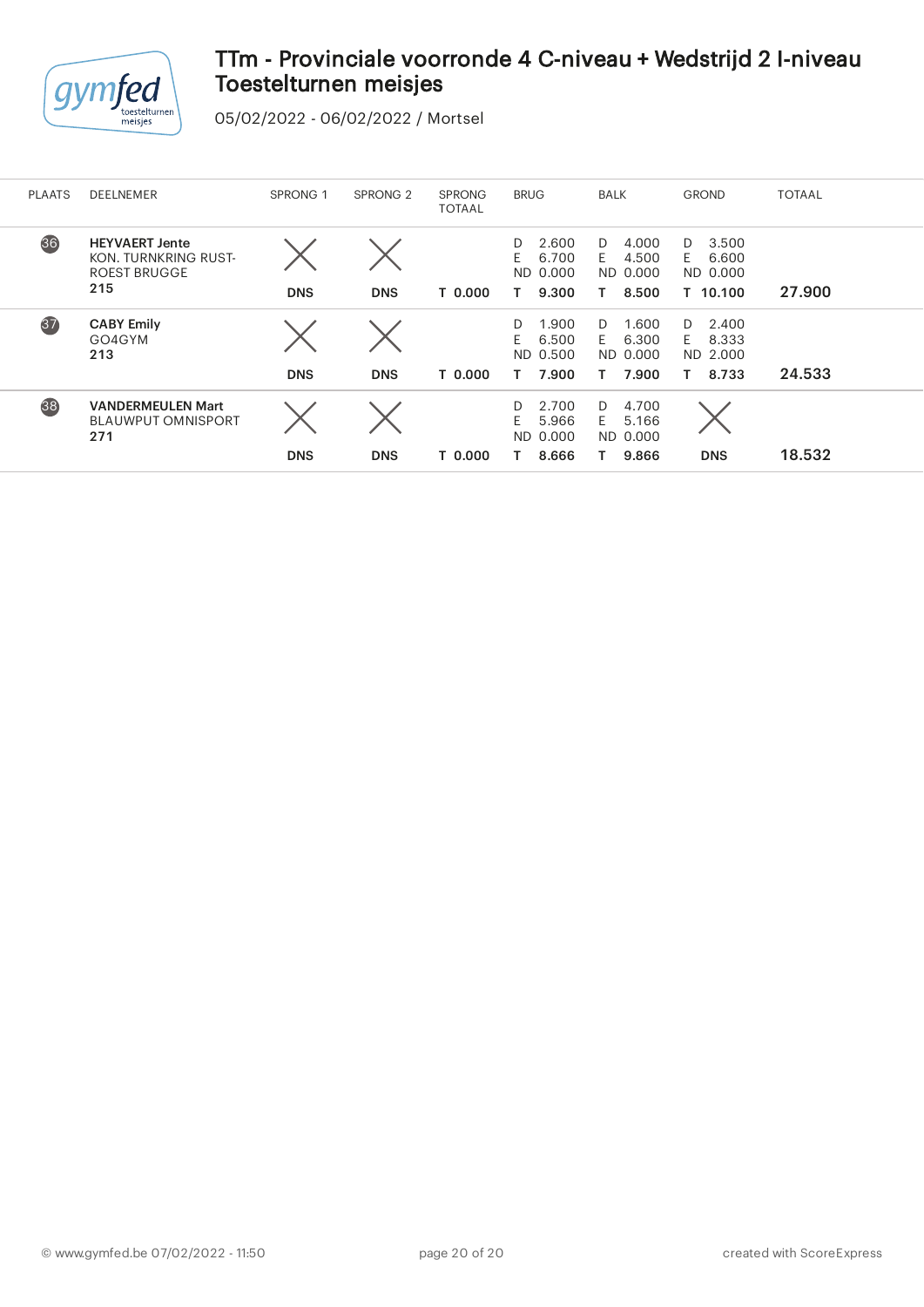# TTm - Provinciale voorronde 4 C-niveau + Wedstrijd 2 I-niveau Toestelturnen meisjes

05/02/2022 - 06/02/2022 / Mortsel

| PLAATS | DEELNEMER | SPRONG 1 | SPRONG 2 | SPRONG TOTAAL | BRUG | BALK | GROND | TOTAAL |
|---|---|---|---|---|---|---|---|---|
| 36 | **HEYVAERT Jente** KON. TURNKRING RUST-ROEST BRUGGE **215** | **DNS** | **DNS** | **T 0.000** | D 2.600 E 6.700 ND 0.000 **T 9.300** | D 4.000 E 4.500 ND 0.000 **T 8.500** | D 3.500 E 6.600 ND 0.000 **T 10.100** | **27.900** |
| 37 | **CABY Emily** GO4GYM **213** | **DNS** | **DNS** | **T 0.000** | D 1.900 E 6.500 ND 0.500 **T 7.900** | D 1.600 E 6.300 ND 0.000 **T 7.900** | D 2.400 E 8.333 ND 2.000 **T 8.733** | **24.533** |
| 38 | **VANDERMEULEN Mart** BLAUWPUT OMNISPORT **271** | **DNS** | **DNS** | **T 0.000** | D 2.700 E 5.966 ND 0.000 **T 8.666** | D 4.700 E 5.166 ND 0.000 **T 9.866** | **DNS** | **18.532** |

© www.gymfed.be 07/02/2022 - 11:50 created with ScoreExpress